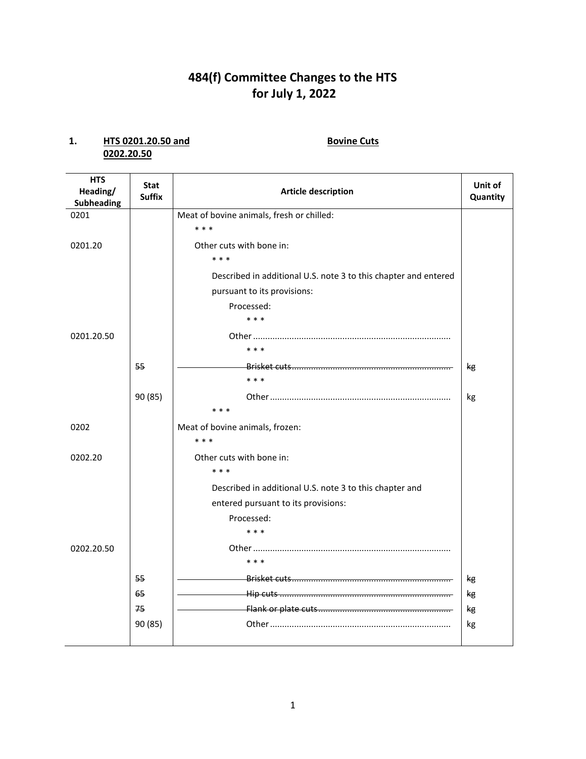# 484(f) Committee Changes to the HTS for July 1, 2022

**1. HTS 0201.20.50 and 0202.20.50 — Bovine Cuts**

| HTS Heading/ Subheading | Stat Suffix | Article description | Unit of Quantity |
|---|---|---|---|
| 0201 | | Meat of bovine animals, fresh or chilled: | |
| | | * * * | |
| 0201.20 | | Other cuts with bone in: | |
| | | * * * | |
| | | Described in additional U.S. note 3 to this chapter and entered pursuant to its provisions: | |
| | | Processed: | |
| | | * * * | |
| 0201.20.50 | | Other ........................................................................ | |
| | | * * * | |
| | ~~55~~ | ~~Brisket cuts~~ ........................................................... | ~~kg~~ |
| | | * * * | |
| | 90 (85) | Other ..................................................................... | kg |
| | | * * * | |
| 0202 | | Meat of bovine animals, frozen: | |
| | | * * * | |
| 0202.20 | | Other cuts with bone in: | |
| | | * * * | |
| | | Described in additional U.S. note 3 to this chapter and entered pursuant to its provisions: | |
| | | Processed: | |
| | | * * * | |
| 0202.20.50 | | Other ........................................................................ | |
| | | * * * | |
| | ~~55~~ | ~~Brisket cuts~~ ........................................................... | ~~kg~~ |
| | ~~65~~ | ~~Hip cuts~~ ................................................................. | ~~kg~~ |
| | ~~75~~ | ~~Flank or plate cuts~~ ................................................. | ~~kg~~ |
| | 90 (85) | Other ..................................................................... | kg |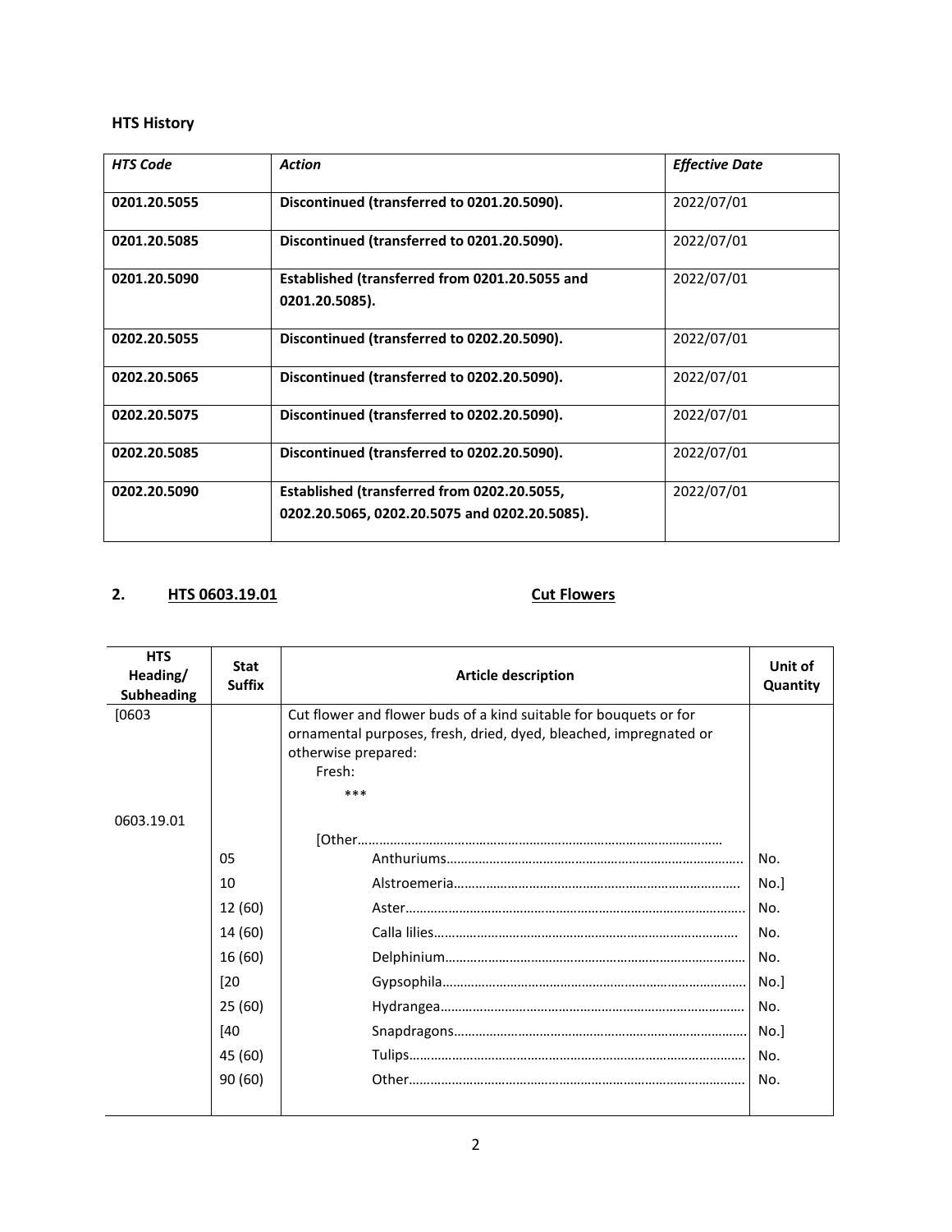**HTS History**

| *HTS Code* | *Action* | *Effective Date* |
|---|---|---|
| **0201.20.5055** | **Discontinued (transferred to 0201.20.5090).** | 2022/07/01 |
| **0201.20.5085** | **Discontinued (transferred to 0201.20.5090).** | 2022/07/01 |
| **0201.20.5090** | **Established (transferred from 0201.20.5055 and 0201.20.5085).** | 2022/07/01 |
| **0202.20.5055** | **Discontinued (transferred to 0202.20.5090).** | 2022/07/01 |
| **0202.20.5065** | **Discontinued (transferred to 0202.20.5090).** | 2022/07/01 |
| **0202.20.5075** | **Discontinued (transferred to 0202.20.5090).** | 2022/07/01 |
| **0202.20.5085** | **Discontinued (transferred to 0202.20.5090).** | 2022/07/01 |
| **0202.20.5090** | **Established (transferred from 0202.20.5055, 0202.20.5065, 0202.20.5075 and 0202.20.5085).** | 2022/07/01 |

## 2. HTS 0603.19.01 Cut Flowers

| HTS Heading/ Subheading | Stat Suffix | Article description | Unit of Quantity |
|---|---|---|---|
| [0603 | | Cut flower and flower buds of a kind suitable for bouquets or for ornamental purposes, fresh, dried, dyed, bleached, impregnated or otherwise prepared: | |
| | | Fresh: | |
| | | *** | |
| 0603.19.01 | | [Other………………………………………………………………… | |
| | 05 | Anthuriums………………………………………………………… | No. |
| | 10 | Alstroemeria……………………………………………………… | No.] |
| | 12 (60) | Aster………………………………………………………………… | No. |
| | 14 (60) | Calla lilies………………………………………………………… | No. |
| | 16 (60) | Delphinium………………………………………………………… | No. |
| | [20 | Gypsophila………………………………………………………… | No.] |
| | 25 (60) | Hydrangea………………………………………………………… | No. |
| | [40 | Snapdragons……………………………………………………… | No.] |
| | 45 (60) | Tulips……………………………………………………………… | No. |
| | 90 (60) | Other……………………………………………………………… | No. |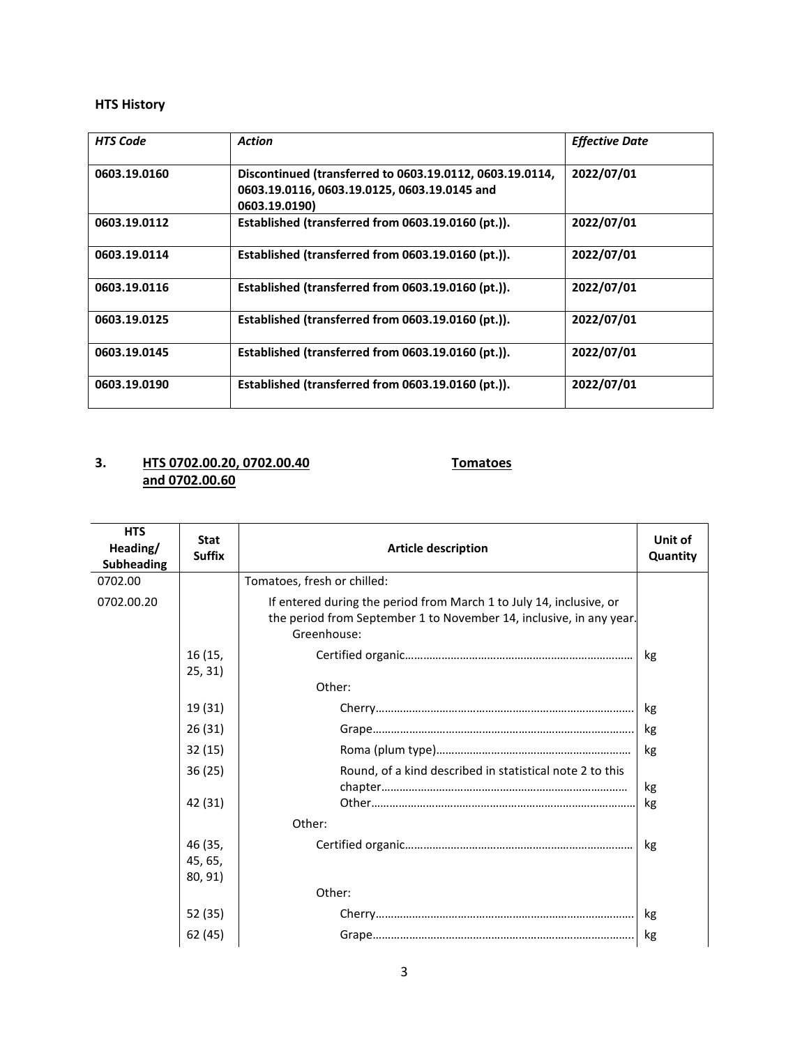### HTS History

| *HTS Code* | *Action* | *Effective Date* |
|---|---|---|
| **0603.19.0160** | **Discontinued (transferred to 0603.19.0112, 0603.19.0114, 0603.19.0116, 0603.19.0125, 0603.19.0145 and 0603.19.0190)** | **2022/07/01** |
| **0603.19.0112** | **Established (transferred from 0603.19.0160 (pt.)).** | **2022/07/01** |
| **0603.19.0114** | **Established (transferred from 0603.19.0160 (pt.)).** | **2022/07/01** |
| **0603.19.0116** | **Established (transferred from 0603.19.0160 (pt.)).** | **2022/07/01** |
| **0603.19.0125** | **Established (transferred from 0603.19.0160 (pt.)).** | **2022/07/01** |
| **0603.19.0145** | **Established (transferred from 0603.19.0160 (pt.)).** | **2022/07/01** |
| **0603.19.0190** | **Established (transferred from 0603.19.0160 (pt.)).** | **2022/07/01** |

## 3. HTS 0702.00.20, 0702.00.40 and 0702.00.60 — Tomatoes

| HTS Heading/ Subheading | Stat Suffix | Article description | Unit of Quantity |
|---|---|---|---|
| 0702.00 | | Tomatoes, fresh or chilled: | |
| 0702.00.20 | | If entered during the period from March 1 to July 14, inclusive, or the period from September 1 to November 14, inclusive, in any year: | |
| | | Greenhouse: | |
| | 16 (15, 25, 31) | Certified organic | kg |
| | | Other: | |
| | 19 (31) | Cherry | kg |
| | 26 (31) | Grape | kg |
| | 32 (15) | Roma (plum type) | kg |
| | 36 (25) | Round, of a kind described in statistical note 2 to this chapter | kg |
| | 42 (31) | Other | kg |
| | | Other: | |
| | 46 (35, 45, 65, 80, 91) | Certified organic | kg |
| | | Other: | |
| | 52 (35) | Cherry | kg |
| | 62 (45) | Grape | kg |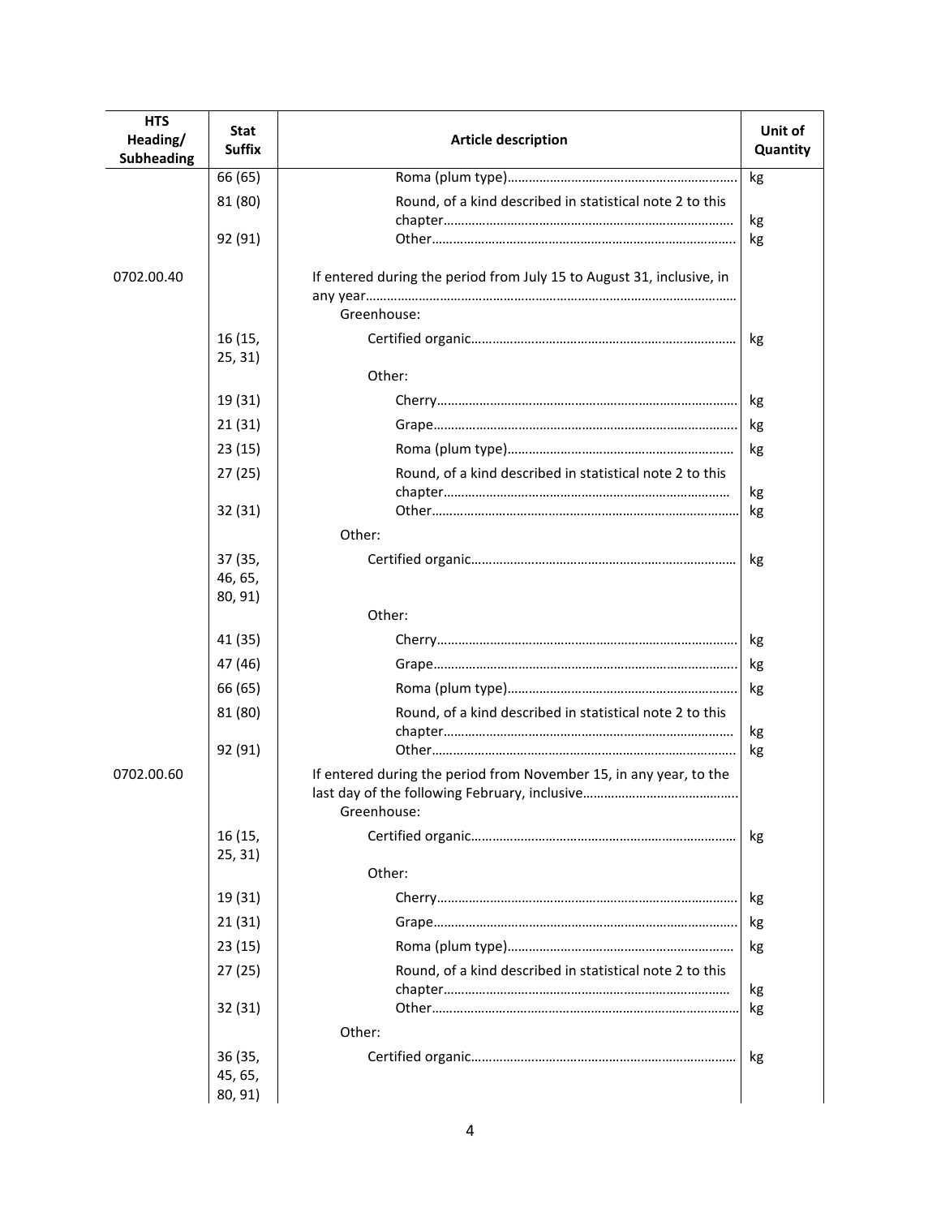| HTS Heading/ Subheading | Stat Suffix | Article description | Unit of Quantity |
|---|---|---|---|
| | 66 (65) | Roma (plum type)……… | kg |
| | 81 (80) | Round, of a kind described in statistical note 2 to this chapter……… | kg |
| | 92 (91) | Other……… | kg |
| 0702.00.40 | | If entered during the period from July 15 to August 31, inclusive, in any year……… | |
| | | Greenhouse: | |
| | 16 (15, 25, 31) | Certified organic……… | kg |
| | | Other: | |
| | 19 (31) | Cherry……… | kg |
| | 21 (31) | Grape……… | kg |
| | 23 (15) | Roma (plum type)……… | kg |
| | 27 (25) | Round, of a kind described in statistical note 2 to this chapter……… | kg |
| | 32 (31) | Other……… | kg |
| | | Other: | |
| | 37 (35, 46, 65, 80, 91) | Certified organic……… | kg |
| | | Other: | |
| | 41 (35) | Cherry……… | kg |
| | 47 (46) | Grape……… | kg |
| | 66 (65) | Roma (plum type)……… | kg |
| | 81 (80) | Round, of a kind described in statistical note 2 to this chapter……… | kg |
| | 92 (91) | Other……… | kg |
| 0702.00.60 | | If entered during the period from November 15, in any year, to the last day of the following February, inclusive……… | |
| | | Greenhouse: | |
| | 16 (15, 25, 31) | Certified organic……… | kg |
| | | Other: | |
| | 19 (31) | Cherry……… | kg |
| | 21 (31) | Grape……… | kg |
| | 23 (15) | Roma (plum type)……… | kg |
| | 27 (25) | Round, of a kind described in statistical note 2 to this chapter……… | kg |
| | 32 (31) | Other……… | kg |
| | | Other: | |
| | 36 (35, 45, 65, 80, 91) | Certified organic……… | kg |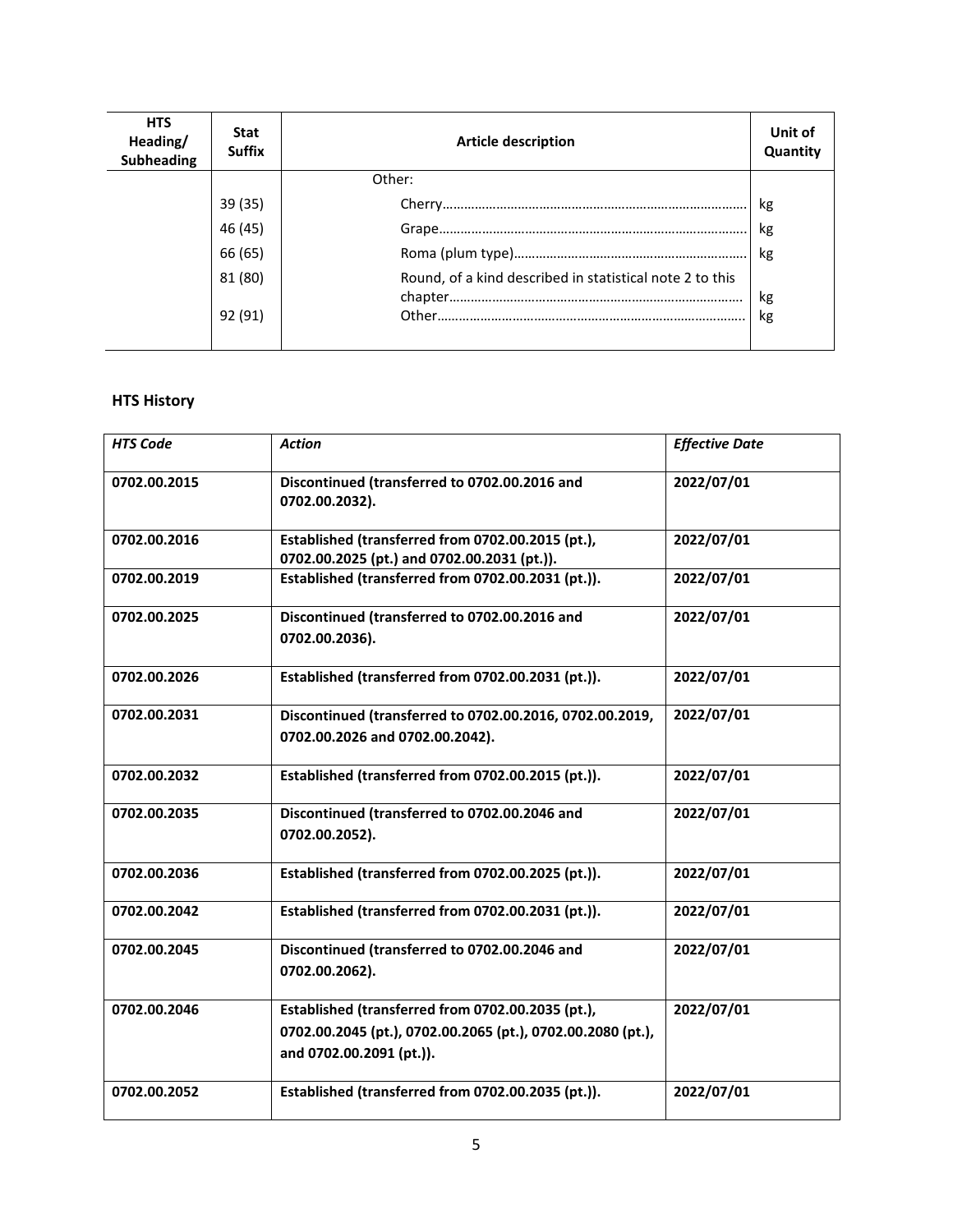| HTS Heading/ Subheading | Stat Suffix | Article description | Unit of Quantity |
|---|---|---|---|
| | | Other: | |
| | 39 (35) | Cherry………………………………………………………………………… | kg |
| | 46 (45) | Grape………………………………………………………………………… | kg |
| | 66 (65) | Roma (plum type)……………………………………………………… | kg |
| | 81 (80) | Round, of a kind described in statistical note 2 to this chapter……………………………………………………………………… | kg |
| | 92 (91) | Other………………………………………………………………………… | kg |

## HTS History

| *HTS Code* | *Action* | *Effective Date* |
|---|---|---|
| **0702.00.2015** | **Discontinued (transferred to 0702.00.2016 and 0702.00.2032).** | **2022/07/01** |
| **0702.00.2016** | **Established (transferred from 0702.00.2015 (pt.), 0702.00.2025 (pt.) and 0702.00.2031 (pt.)).** | **2022/07/01** |
| **0702.00.2019** | **Established (transferred from 0702.00.2031 (pt.)).** | **2022/07/01** |
| **0702.00.2025** | **Discontinued (transferred to 0702.00.2016 and 0702.00.2036).** | **2022/07/01** |
| **0702.00.2026** | **Established (transferred from 0702.00.2031 (pt.)).** | **2022/07/01** |
| **0702.00.2031** | **Discontinued (transferred to 0702.00.2016, 0702.00.2019, 0702.00.2026 and 0702.00.2042).** | **2022/07/01** |
| **0702.00.2032** | **Established (transferred from 0702.00.2015 (pt.)).** | **2022/07/01** |
| **0702.00.2035** | **Discontinued (transferred to 0702.00.2046 and 0702.00.2052).** | **2022/07/01** |
| **0702.00.2036** | **Established (transferred from 0702.00.2025 (pt.)).** | **2022/07/01** |
| **0702.00.2042** | **Established (transferred from 0702.00.2031 (pt.)).** | **2022/07/01** |
| **0702.00.2045** | **Discontinued (transferred to 0702.00.2046 and 0702.00.2062).** | **2022/07/01** |
| **0702.00.2046** | **Established (transferred from 0702.00.2035 (pt.), 0702.00.2045 (pt.), 0702.00.2065 (pt.), 0702.00.2080 (pt.), and 0702.00.2091 (pt.)).** | **2022/07/01** |
| **0702.00.2052** | **Established (transferred from 0702.00.2035 (pt.)).** | **2022/07/01** |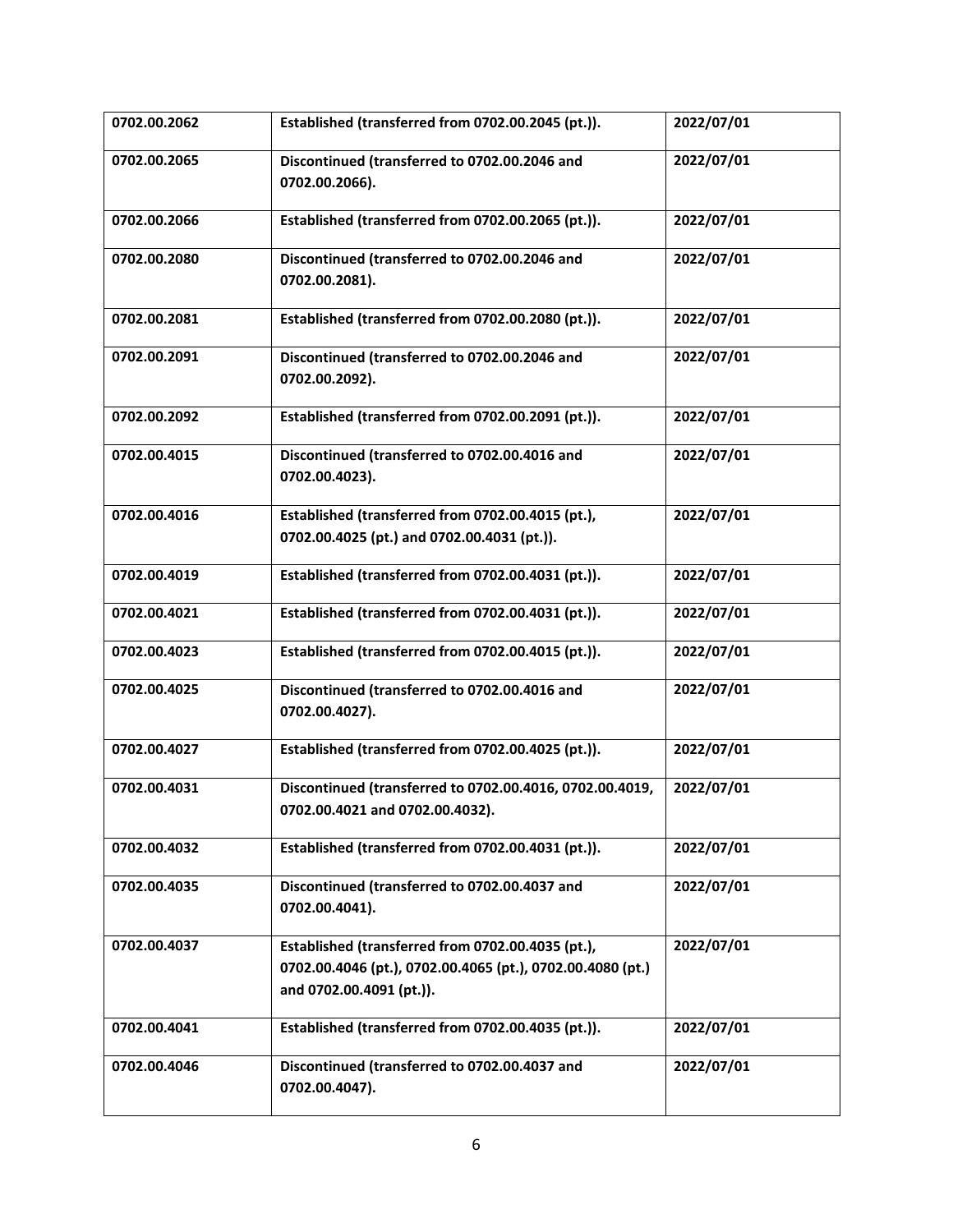| 0702.00.2062 | Established (transferred from 0702.00.2045 (pt.)). | 2022/07/01 |
|---|---|---|
| 0702.00.2065 | Discontinued (transferred to 0702.00.2046 and 0702.00.2066). | 2022/07/01 |
| 0702.00.2066 | Established (transferred from 0702.00.2065 (pt.)). | 2022/07/01 |
| 0702.00.2080 | Discontinued (transferred to 0702.00.2046 and 0702.00.2081). | 2022/07/01 |
| 0702.00.2081 | Established (transferred from 0702.00.2080 (pt.)). | 2022/07/01 |
| 0702.00.2091 | Discontinued (transferred to 0702.00.2046 and 0702.00.2092). | 2022/07/01 |
| 0702.00.2092 | Established (transferred from 0702.00.2091 (pt.)). | 2022/07/01 |
| 0702.00.4015 | Discontinued (transferred to 0702.00.4016 and 0702.00.4023). | 2022/07/01 |
| 0702.00.4016 | Established (transferred from 0702.00.4015 (pt.), 0702.00.4025 (pt.) and 0702.00.4031 (pt.)). | 2022/07/01 |
| 0702.00.4019 | Established (transferred from 0702.00.4031 (pt.)). | 2022/07/01 |
| 0702.00.4021 | Established (transferred from 0702.00.4031 (pt.)). | 2022/07/01 |
| 0702.00.4023 | Established (transferred from 0702.00.4015 (pt.)). | 2022/07/01 |
| 0702.00.4025 | Discontinued (transferred to 0702.00.4016 and 0702.00.4027). | 2022/07/01 |
| 0702.00.4027 | Established (transferred from 0702.00.4025 (pt.)). | 2022/07/01 |
| 0702.00.4031 | Discontinued (transferred to 0702.00.4016, 0702.00.4019, 0702.00.4021 and 0702.00.4032). | 2022/07/01 |
| 0702.00.4032 | Established (transferred from 0702.00.4031 (pt.)). | 2022/07/01 |
| 0702.00.4035 | Discontinued (transferred to 0702.00.4037 and 0702.00.4041). | 2022/07/01 |
| 0702.00.4037 | Established (transferred from 0702.00.4035 (pt.), 0702.00.4046 (pt.), 0702.00.4065 (pt.), 0702.00.4080 (pt.) and 0702.00.4091 (pt.)). | 2022/07/01 |
| 0702.00.4041 | Established (transferred from 0702.00.4035 (pt.)). | 2022/07/01 |
| 0702.00.4046 | Discontinued (transferred to 0702.00.4037 and 0702.00.4047). | 2022/07/01 |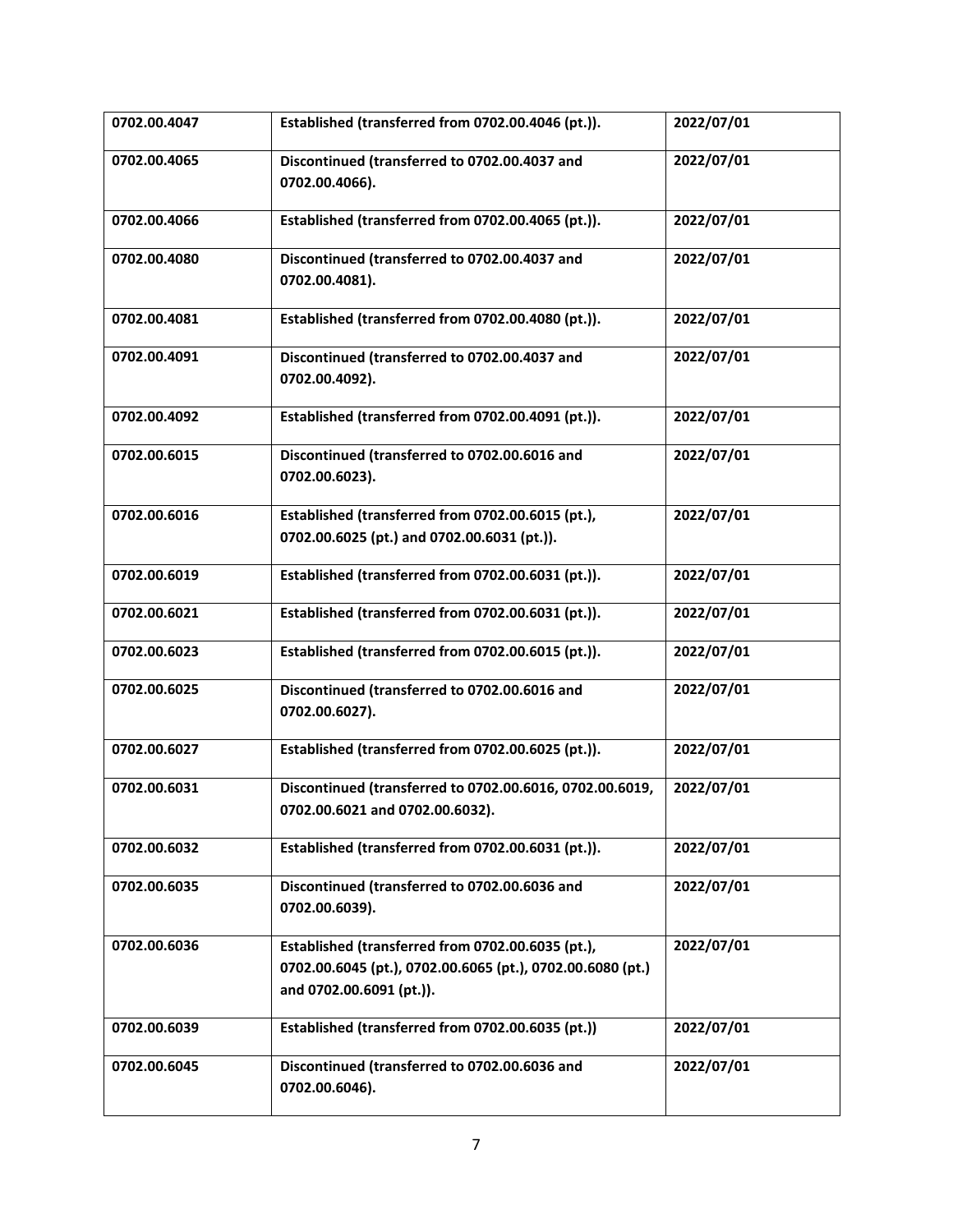| 0702.00.4047 | Established (transferred from 0702.00.4046 (pt.)). | 2022/07/01 |
|---|---|---|
| 0702.00.4065 | Discontinued (transferred to 0702.00.4037 and 0702.00.4066). | 2022/07/01 |
| 0702.00.4066 | Established (transferred from 0702.00.4065 (pt.)). | 2022/07/01 |
| 0702.00.4080 | Discontinued (transferred to 0702.00.4037 and 0702.00.4081). | 2022/07/01 |
| 0702.00.4081 | Established (transferred from 0702.00.4080 (pt.)). | 2022/07/01 |
| 0702.00.4091 | Discontinued (transferred to 0702.00.4037 and 0702.00.4092). | 2022/07/01 |
| 0702.00.4092 | Established (transferred from 0702.00.4091 (pt.)). | 2022/07/01 |
| 0702.00.6015 | Discontinued (transferred to 0702.00.6016 and 0702.00.6023). | 2022/07/01 |
| 0702.00.6016 | Established (transferred from 0702.00.6015 (pt.), 0702.00.6025 (pt.) and 0702.00.6031 (pt.)). | 2022/07/01 |
| 0702.00.6019 | Established (transferred from 0702.00.6031 (pt.)). | 2022/07/01 |
| 0702.00.6021 | Established (transferred from 0702.00.6031 (pt.)). | 2022/07/01 |
| 0702.00.6023 | Established (transferred from 0702.00.6015 (pt.)). | 2022/07/01 |
| 0702.00.6025 | Discontinued (transferred to 0702.00.6016 and 0702.00.6027). | 2022/07/01 |
| 0702.00.6027 | Established (transferred from 0702.00.6025 (pt.)). | 2022/07/01 |
| 0702.00.6031 | Discontinued (transferred to 0702.00.6016, 0702.00.6019, 0702.00.6021 and 0702.00.6032). | 2022/07/01 |
| 0702.00.6032 | Established (transferred from 0702.00.6031 (pt.)). | 2022/07/01 |
| 0702.00.6035 | Discontinued (transferred to 0702.00.6036 and 0702.00.6039). | 2022/07/01 |
| 0702.00.6036 | Established (transferred from 0702.00.6035 (pt.), 0702.00.6045 (pt.), 0702.00.6065 (pt.), 0702.00.6080 (pt.) and 0702.00.6091 (pt.)). | 2022/07/01 |
| 0702.00.6039 | Established (transferred from 0702.00.6035 (pt.)) | 2022/07/01 |
| 0702.00.6045 | Discontinued (transferred to 0702.00.6036 and 0702.00.6046). | 2022/07/01 |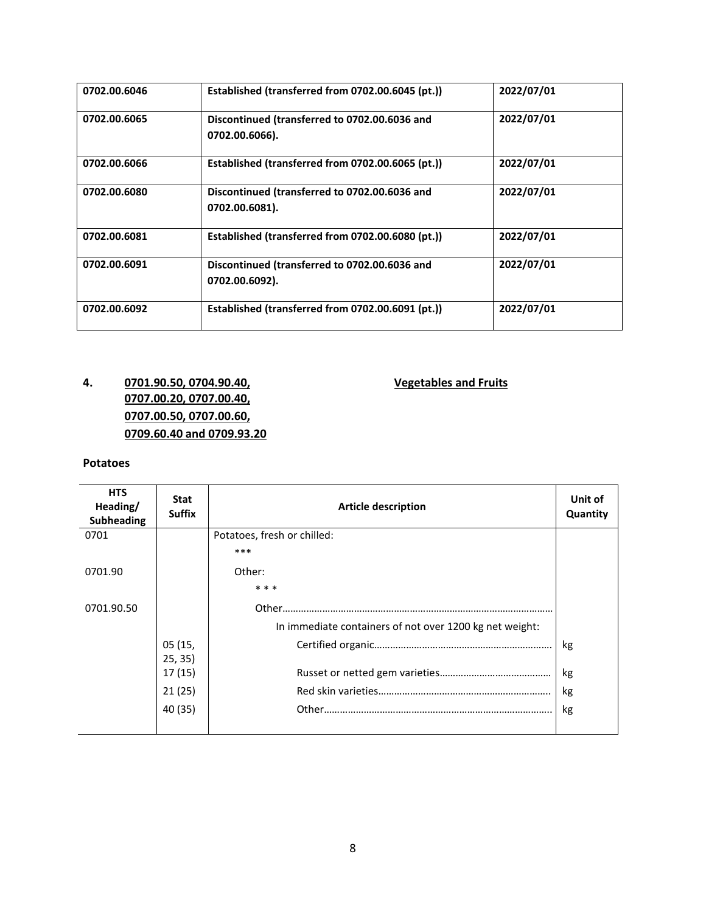| | | |
|---|---|---|
| **0702.00.6046** | **Established (transferred from 0702.00.6045 (pt.))** | **2022/07/01** |
| **0702.00.6065** | **Discontinued (transferred to 0702.00.6036 and 0702.00.6066).** | **2022/07/01** |
| **0702.00.6066** | **Established (transferred from 0702.00.6065 (pt.))** | **2022/07/01** |
| **0702.00.6080** | **Discontinued (transferred to 0702.00.6036 and 0702.00.6081).** | **2022/07/01** |
| **0702.00.6081** | **Established (transferred from 0702.00.6080 (pt.))** | **2022/07/01** |
| **0702.00.6091** | **Discontinued (transferred to 0702.00.6036 and 0702.00.6092).** | **2022/07/01** |
| **0702.00.6092** | **Established (transferred from 0702.00.6091 (pt.))** | **2022/07/01** |

**4.** **0701.90.50, 0704.90.40, 0707.00.20, 0707.00.40, 0707.00.50, 0707.00.60, 0709.60.40 and 0709.93.20** **Vegetables and Fruits**

**Potatoes**

| HTS Heading/ Subheading | Stat Suffix | Article description | Unit of Quantity |
|---|---|---|---|
| 0701 | | Potatoes, fresh or chilled: | |
| | | *** | |
| 0701.90 | | Other: | |
| | | * * * | |
| 0701.90.50 | | Other…… | |
| | | In immediate containers of not over 1200 kg net weight: | |
| | 05 (15, 25, 35) | Certified organic…… | kg |
| | 17 (15) | Russet or netted gem varieties…… | kg |
| | 21 (25) | Red skin varieties…… | kg |
| | 40 (35) | Other…… | kg |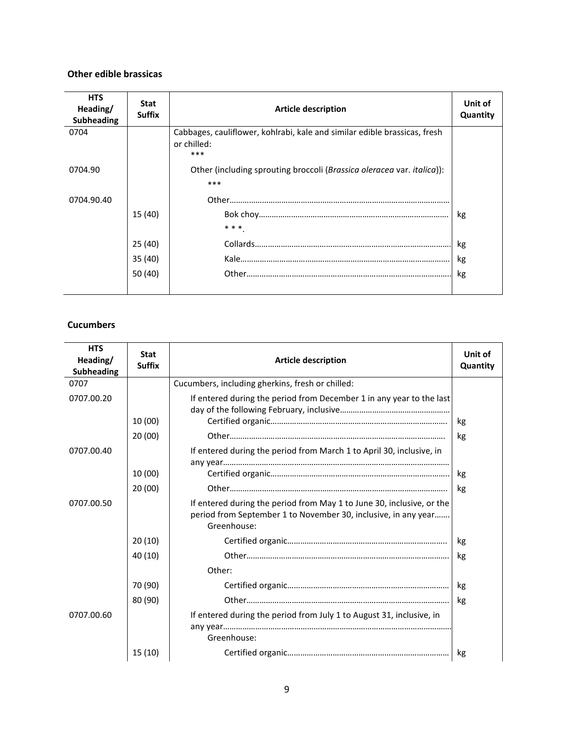### Other edible brassicas

| HTS Heading/ Subheading | Stat Suffix | Article description | Unit of Quantity |
|---|---|---|---|
| 0704 | | Cabbages, cauliflower, kohlrabi, kale and similar edible brassicas, fresh or chilled: | |
| | | *** | |
| 0704.90 | | Other (including sprouting broccoli (*Brassica oleracea* var. *italica*)): | |
| | | *** | |
| 0704.90.40 | | Other…… | |
| | 15 (40) | Bok choy…… | kg |
| | | * * *. | |
| | 25 (40) | Collards…… | kg |
| | 35 (40) | Kale…… | kg |
| | 50 (40) | Other…… | kg |

### Cucumbers

| HTS Heading/ Subheading | Stat Suffix | Article description | Unit of Quantity |
|---|---|---|---|
| 0707 | | Cucumbers, including gherkins, fresh or chilled: | |
| 0707.00.20 | | If entered during the period from December 1 in any year to the last day of the following February, inclusive…… | |
| | 10 (00) | Certified organic…… | kg |
| | 20 (00) | Other…… | kg |
| 0707.00.40 | | If entered during the period from March 1 to April 30, inclusive, in any year…… | |
| | 10 (00) | Certified organic…… | kg |
| | 20 (00) | Other…… | kg |
| 0707.00.50 | | If entered during the period from May 1 to June 30, inclusive, or the period from September 1 to November 30, inclusive, in any year…… | |
| | | Greenhouse: | |
| | 20 (10) | Certified organic…… | kg |
| | 40 (10) | Other…… | kg |
| | | Other: | |
| | 70 (90) | Certified organic…… | kg |
| | 80 (90) | Other…… | kg |
| 0707.00.60 | | If entered during the period from July 1 to August 31, inclusive, in any year…… | |
| | | Greenhouse: | |
| | 15 (10) | Certified organic…… | kg |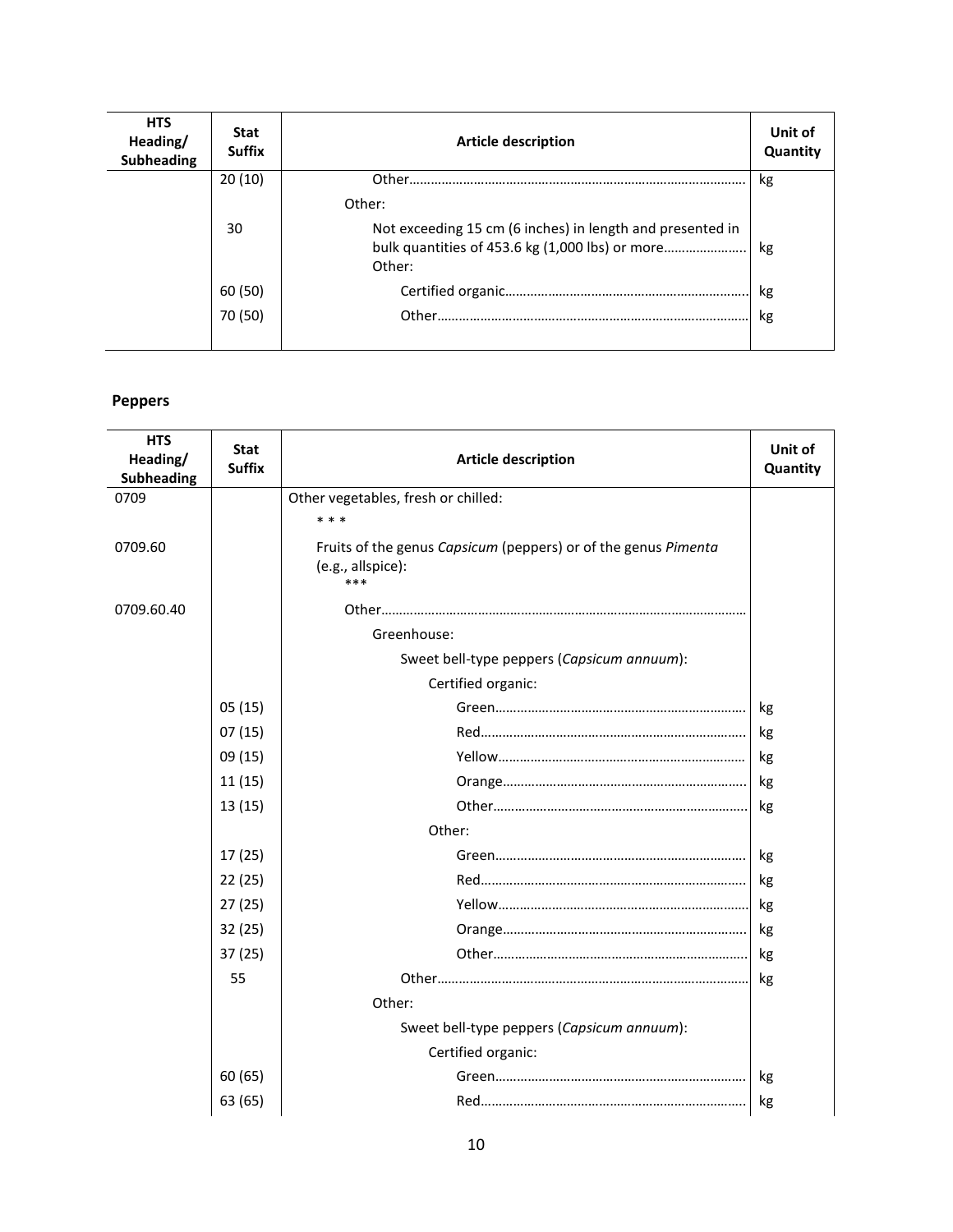| HTS Heading/ Subheading | Stat Suffix | Article description | Unit of Quantity |
|---|---|---|---|
| | 20 (10) | Other………………………………………………………………………… | kg |
| | | Other: | |
| | 30 | Not exceeding 15 cm (6 inches) in length and presented in bulk quantities of 453.6 kg (1,000 lbs) or more………………… | kg |
| | | Other: | |
| | 60 (50) | Certified organic…………………………………………………… | kg |
| | 70 (50) | Other……………………………………………………………… | kg |

**Peppers**

| HTS Heading/ Subheading | Stat Suffix | Article description | Unit of Quantity |
|---|---|---|---|
| 0709 | | Other vegetables, fresh or chilled: | |
| | | * * * | |
| 0709.60 | | Fruits of the genus *Capsicum* (peppers) or of the genus *Pimenta* (e.g., allspice): | |
| | | *** | |
| 0709.60.40 | | Other………………………………………………………………………………… | |
| | | Greenhouse: | |
| | | Sweet bell-type peppers (*Capsicum annuum*): | |
| | | Certified organic: | |
| | 05 (15) | Green……………………………………………………… | kg |
| | 07 (15) | Red………………………………………………………… | kg |
| | 09 (15) | Yellow……………………………………………………… | kg |
| | 11 (15) | Orange……………………………………………………… | kg |
| | 13 (15) | Other………………………………………………………… | kg |
| | | Other: | |
| | 17 (25) | Green……………………………………………………… | kg |
| | 22 (25) | Red………………………………………………………… | kg |
| | 27 (25) | Yellow……………………………………………………… | kg |
| | 32 (25) | Orange……………………………………………………… | kg |
| | 37 (25) | Other………………………………………………………… | kg |
| | 55 | Other……………………………………………………………… | kg |
| | | Other: | |
| | | Sweet bell-type peppers (*Capsicum annuum*): | |
| | | Certified organic: | |
| | 60 (65) | Green……………………………………………………… | kg |
| | 63 (65) | Red………………………………………………………… | kg |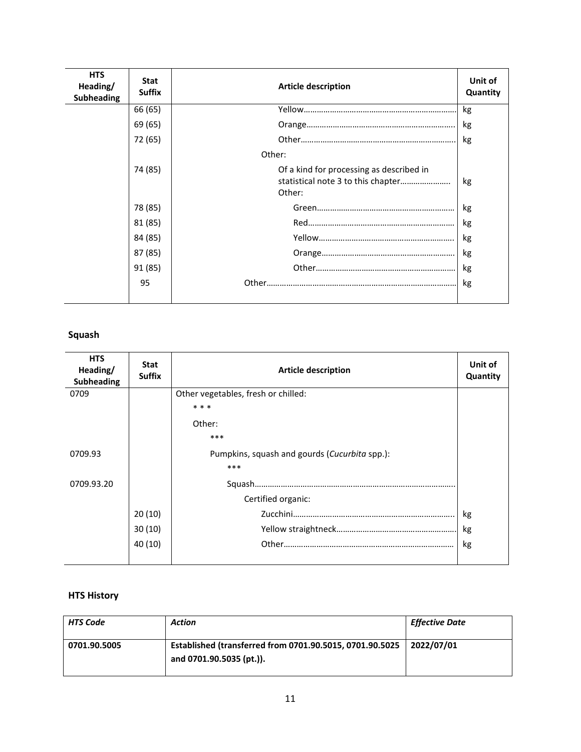| HTS Heading/ Subheading | Stat Suffix | Article description | Unit of Quantity |
|---|---|---|---|
| | 66 (65) | Yellow…………………………………………………………… | kg |
| | 69 (65) | Orange………………………………………………………… | kg |
| | 72 (65) | Other…………………………………………………………… | kg |
| | | Other: | |
| | 74 (85) | Of a kind for processing as described in statistical note 3 to this chapter………………….. | kg |
| | | Other: | |
| | 78 (85) | Green…………………………………………………… | kg |
| | 81 (85) | Red……………………………………………………… | kg |
| | 84 (85) | Yellow…………………………………………………… | kg |
| | 87 (85) | Orange…………………………………………………… | kg |
| | 91 (85) | Other……………………………………………………… | kg |
| | 95 | Other……………………………………………………………………………… | kg |

**Squash**

| HTS Heading/ Subheading | Stat Suffix | Article description | Unit of Quantity |
|---|---|---|---|
| 0709 | | Other vegetables, fresh or chilled: | |
| | | * * * | |
| | | Other: | |
| | | *** | |
| 0709.93 | | Pumpkins, squash and gourds (*Cucurbita* spp.): | |
| | | *** | |
| 0709.93.20 | | Squash………………………………………………………………………………. | |
| | | Certified organic: | |
| | 20 (10) | Zucchini……………………………………………………………….. | kg |
| | 30 (10) | Yellow straightneck……………………………………………… | kg |
| | 40 (10) | Other…………………………………………………………………… | kg |

**HTS History**

| *HTS Code* | *Action* | *Effective Date* |
|---|---|---|
| **0701.90.5005** | **Established (transferred from 0701.90.5015, 0701.90.5025 and 0701.90.5035 (pt.)).** | **2022/07/01** |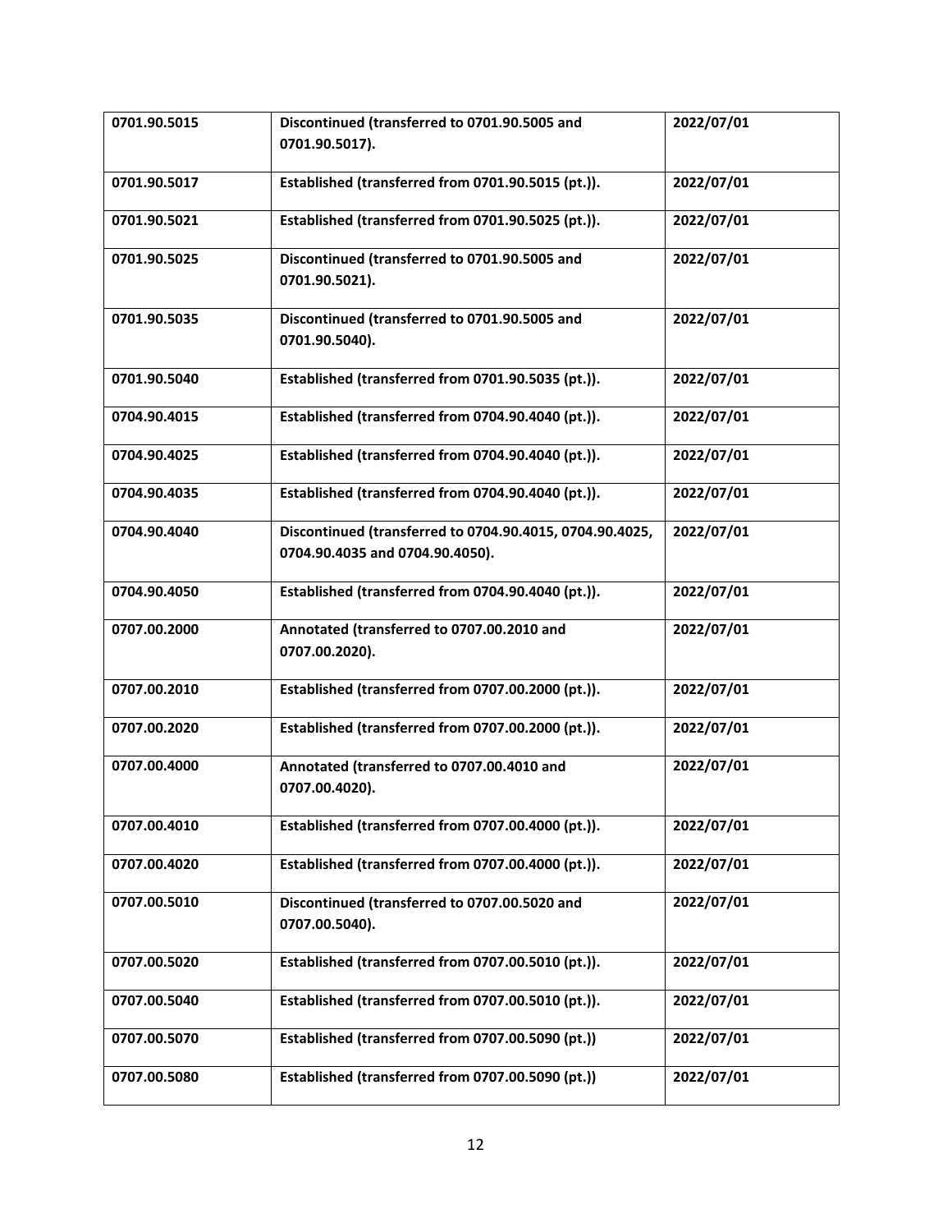| 0701.90.5015 | Discontinued (transferred to 0701.90.5005 and 0701.90.5017). | 2022/07/01 |
|---|---|---|
| 0701.90.5017 | Established (transferred from 0701.90.5015 (pt.)). | 2022/07/01 |
| 0701.90.5021 | Established (transferred from 0701.90.5025 (pt.)). | 2022/07/01 |
| 0701.90.5025 | Discontinued (transferred to 0701.90.5005 and 0701.90.5021). | 2022/07/01 |
| 0701.90.5035 | Discontinued (transferred to 0701.90.5005 and 0701.90.5040). | 2022/07/01 |
| 0701.90.5040 | Established (transferred from 0701.90.5035 (pt.)). | 2022/07/01 |
| 0704.90.4015 | Established (transferred from 0704.90.4040 (pt.)). | 2022/07/01 |
| 0704.90.4025 | Established (transferred from 0704.90.4040 (pt.)). | 2022/07/01 |
| 0704.90.4035 | Established (transferred from 0704.90.4040 (pt.)). | 2022/07/01 |
| 0704.90.4040 | Discontinued (transferred to 0704.90.4015, 0704.90.4025, 0704.90.4035 and 0704.90.4050). | 2022/07/01 |
| 0704.90.4050 | Established (transferred from 0704.90.4040 (pt.)). | 2022/07/01 |
| 0707.00.2000 | Annotated (transferred to 0707.00.2010 and 0707.00.2020). | 2022/07/01 |
| 0707.00.2010 | Established (transferred from 0707.00.2000 (pt.)). | 2022/07/01 |
| 0707.00.2020 | Established (transferred from 0707.00.2000 (pt.)). | 2022/07/01 |
| 0707.00.4000 | Annotated (transferred to 0707.00.4010 and 0707.00.4020). | 2022/07/01 |
| 0707.00.4010 | Established (transferred from 0707.00.4000 (pt.)). | 2022/07/01 |
| 0707.00.4020 | Established (transferred from 0707.00.4000 (pt.)). | 2022/07/01 |
| 0707.00.5010 | Discontinued (transferred to 0707.00.5020 and 0707.00.5040). | 2022/07/01 |
| 0707.00.5020 | Established (transferred from 0707.00.5010 (pt.)). | 2022/07/01 |
| 0707.00.5040 | Established (transferred from 0707.00.5010 (pt.)). | 2022/07/01 |
| 0707.00.5070 | Established (transferred from 0707.00.5090 (pt.)) | 2022/07/01 |
| 0707.00.5080 | Established (transferred from 0707.00.5090 (pt.)) | 2022/07/01 |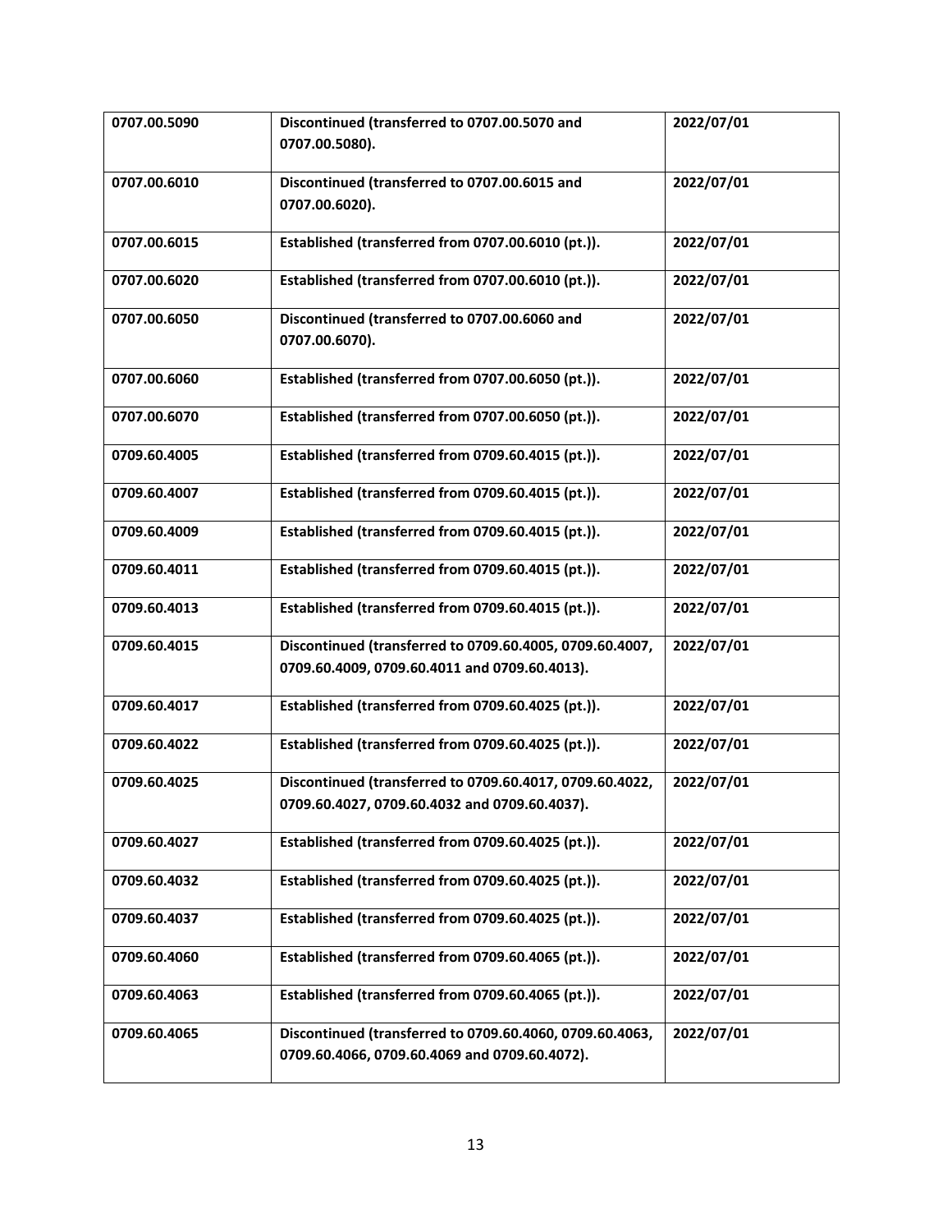| | | |
|---|---|---|
| **0707.00.5090** | **Discontinued (transferred to 0707.00.5070 and 0707.00.5080).** | **2022/07/01** |
| **0707.00.6010** | **Discontinued (transferred to 0707.00.6015 and 0707.00.6020).** | **2022/07/01** |
| **0707.00.6015** | **Established (transferred from 0707.00.6010 (pt.)).** | **2022/07/01** |
| **0707.00.6020** | **Established (transferred from 0707.00.6010 (pt.)).** | **2022/07/01** |
| **0707.00.6050** | **Discontinued (transferred to 0707.00.6060 and 0707.00.6070).** | **2022/07/01** |
| **0707.00.6060** | **Established (transferred from 0707.00.6050 (pt.)).** | **2022/07/01** |
| **0707.00.6070** | **Established (transferred from 0707.00.6050 (pt.)).** | **2022/07/01** |
| **0709.60.4005** | **Established (transferred from 0709.60.4015 (pt.)).** | **2022/07/01** |
| **0709.60.4007** | **Established (transferred from 0709.60.4015 (pt.)).** | **2022/07/01** |
| **0709.60.4009** | **Established (transferred from 0709.60.4015 (pt.)).** | **2022/07/01** |
| **0709.60.4011** | **Established (transferred from 0709.60.4015 (pt.)).** | **2022/07/01** |
| **0709.60.4013** | **Established (transferred from 0709.60.4015 (pt.)).** | **2022/07/01** |
| **0709.60.4015** | **Discontinued (transferred to 0709.60.4005, 0709.60.4007, 0709.60.4009, 0709.60.4011 and 0709.60.4013).** | **2022/07/01** |
| **0709.60.4017** | **Established (transferred from 0709.60.4025 (pt.)).** | **2022/07/01** |
| **0709.60.4022** | **Established (transferred from 0709.60.4025 (pt.)).** | **2022/07/01** |
| **0709.60.4025** | **Discontinued (transferred to 0709.60.4017, 0709.60.4022, 0709.60.4027, 0709.60.4032 and 0709.60.4037).** | **2022/07/01** |
| **0709.60.4027** | **Established (transferred from 0709.60.4025 (pt.)).** | **2022/07/01** |
| **0709.60.4032** | **Established (transferred from 0709.60.4025 (pt.)).** | **2022/07/01** |
| **0709.60.4037** | **Established (transferred from 0709.60.4025 (pt.)).** | **2022/07/01** |
| **0709.60.4060** | **Established (transferred from 0709.60.4065 (pt.)).** | **2022/07/01** |
| **0709.60.4063** | **Established (transferred from 0709.60.4065 (pt.)).** | **2022/07/01** |
| **0709.60.4065** | **Discontinued (transferred to 0709.60.4060, 0709.60.4063, 0709.60.4066, 0709.60.4069 and 0709.60.4072).** | **2022/07/01** |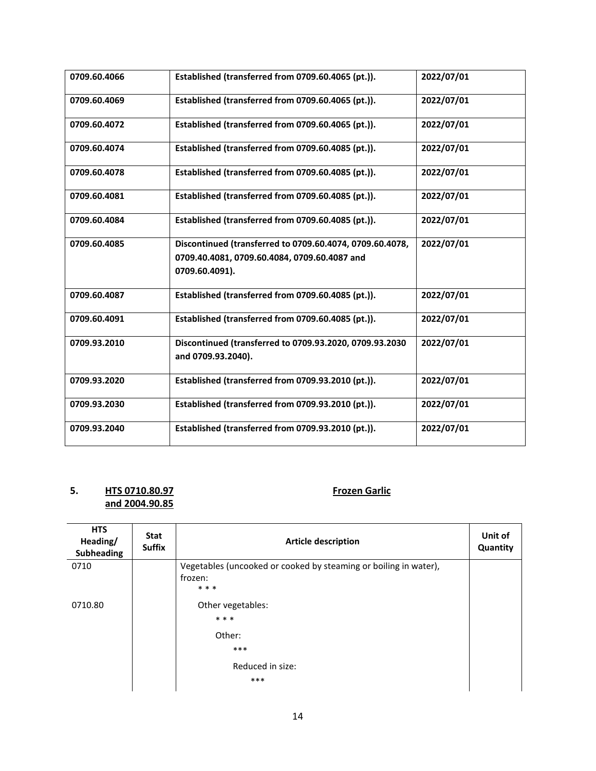| | | |
|---|---|---|
| **0709.60.4066** | **Established (transferred from 0709.60.4065 (pt.)).** | **2022/07/01** |
| **0709.60.4069** | **Established (transferred from 0709.60.4065 (pt.)).** | **2022/07/01** |
| **0709.60.4072** | **Established (transferred from 0709.60.4065 (pt.)).** | **2022/07/01** |
| **0709.60.4074** | **Established (transferred from 0709.60.4085 (pt.)).** | **2022/07/01** |
| **0709.60.4078** | **Established (transferred from 0709.60.4085 (pt.)).** | **2022/07/01** |
| **0709.60.4081** | **Established (transferred from 0709.60.4085 (pt.)).** | **2022/07/01** |
| **0709.60.4084** | **Established (transferred from 0709.60.4085 (pt.)).** | **2022/07/01** |
| **0709.60.4085** | **Discontinued (transferred to 0709.60.4074, 0709.60.4078, 0709.40.4081, 0709.60.4084, 0709.60.4087 and 0709.60.4091).** | **2022/07/01** |
| **0709.60.4087** | **Established (transferred from 0709.60.4085 (pt.)).** | **2022/07/01** |
| **0709.60.4091** | **Established (transferred from 0709.60.4085 (pt.)).** | **2022/07/01** |
| **0709.93.2010** | **Discontinued (transferred to 0709.93.2020, 0709.93.2030 and 0709.93.2040).** | **2022/07/01** |
| **0709.93.2020** | **Established (transferred from 0709.93.2010 (pt.)).** | **2022/07/01** |
| **0709.93.2030** | **Established (transferred from 0709.93.2010 (pt.)).** | **2022/07/01** |
| **0709.93.2040** | **Established (transferred from 0709.93.2010 (pt.)).** | **2022/07/01** |

**5. HTS 0710.80.97 and 2004.90.85 — Frozen Garlic**

| HTS Heading/ Subheading | Stat Suffix | Article description | Unit of Quantity |
|---|---|---|---|
| 0710 | | Vegetables (uncooked or cooked by steaming or boiling in water), frozen: | |
| | | * * * | |
| 0710.80 | | Other vegetables: | |
| | | * * * | |
| | | Other: | |
| | | *** | |
| | | Reduced in size: | |
| | | *** | |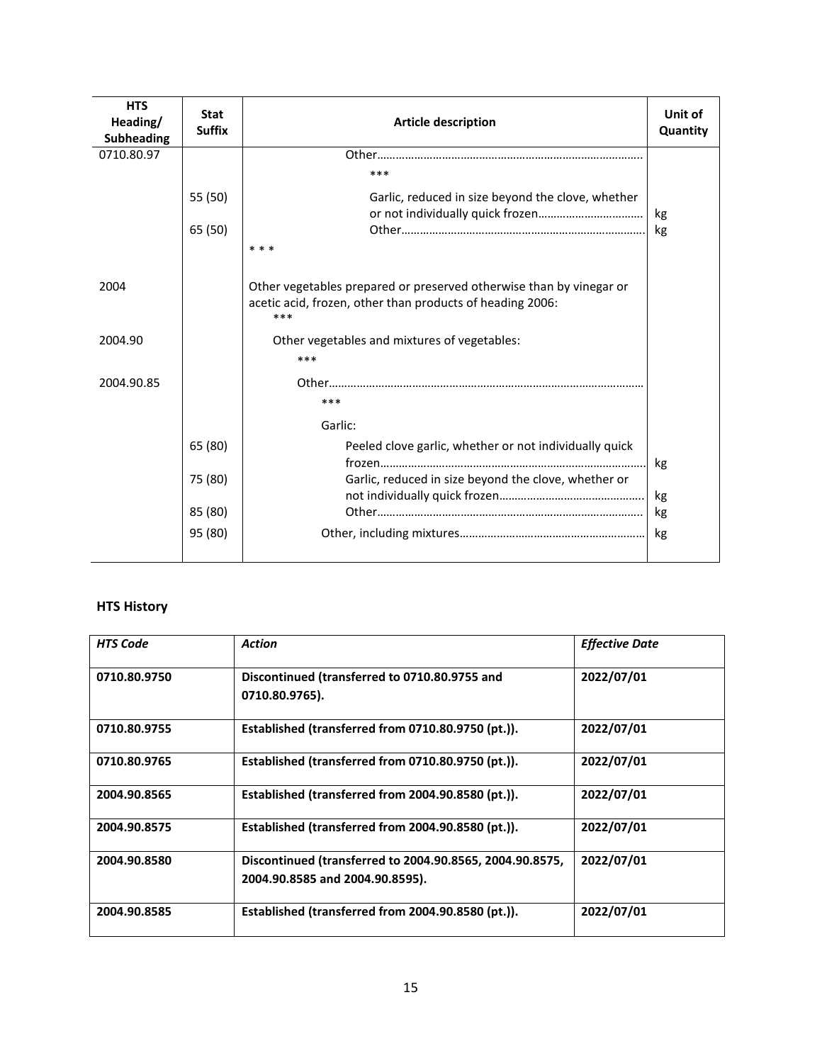| HTS Heading/ Subheading | Stat Suffix | Article description | Unit of Quantity |
|---|---|---|---|
| 0710.80.97 | | Other………… | |
| | | *** | |
| | 55 (50) | Garlic, reduced in size beyond the clove, whether or not individually quick frozen………… | kg |
| | 65 (50) | Other………… | kg |
| | | * * * | |
| 2004 | | Other vegetables prepared or preserved otherwise than by vinegar or acetic acid, frozen, other than products of heading 2006: | |
| | | *** | |
| 2004.90 | | Other vegetables and mixtures of vegetables: | |
| | | *** | |
| 2004.90.85 | | Other………… | |
| | | *** | |
| | | Garlic: | |
| | 65 (80) | Peeled clove garlic, whether or not individually quick frozen………… | kg |
| | 75 (80) | Garlic, reduced in size beyond the clove, whether or not individually quick frozen………… | kg |
| | 85 (80) | Other………… | kg |
| | 95 (80) | Other, including mixtures………… | kg |

## HTS History

| *HTS Code* | *Action* | *Effective Date* |
|---|---|---|
| **0710.80.9750** | **Discontinued (transferred to 0710.80.9755 and 0710.80.9765).** | **2022/07/01** |
| **0710.80.9755** | **Established (transferred from 0710.80.9750 (pt.)).** | **2022/07/01** |
| **0710.80.9765** | **Established (transferred from 0710.80.9750 (pt.)).** | **2022/07/01** |
| **2004.90.8565** | **Established (transferred from 2004.90.8580 (pt.)).** | **2022/07/01** |
| **2004.90.8575** | **Established (transferred from 2004.90.8580 (pt.)).** | **2022/07/01** |
| **2004.90.8580** | **Discontinued (transferred to 2004.90.8565, 2004.90.8575, 2004.90.8585 and 2004.90.8595).** | **2022/07/01** |
| **2004.90.8585** | **Established (transferred from 2004.90.8580 (pt.)).** | **2022/07/01** |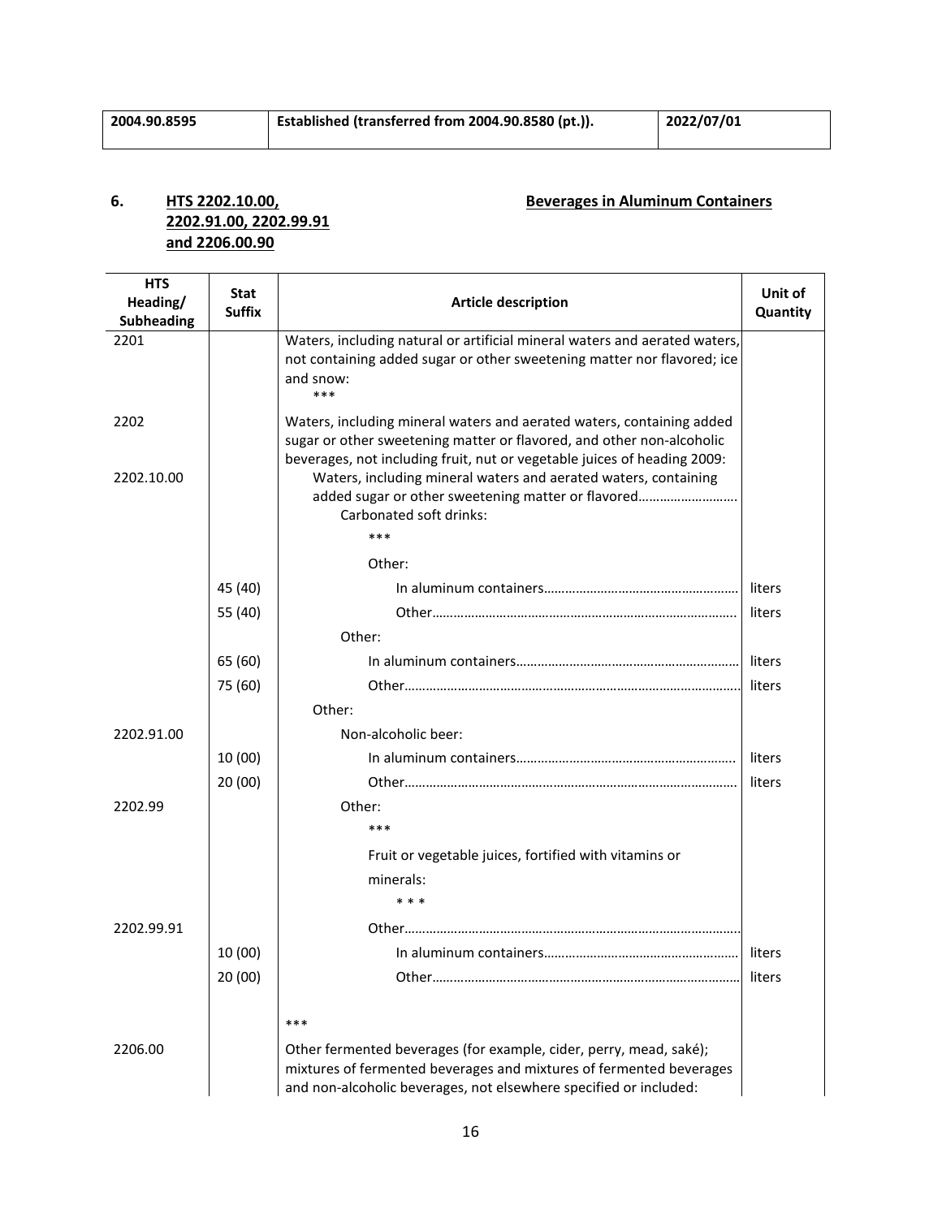| 2004.90.8595 | Established (transferred from 2004.90.8580 (pt.)). | 2022/07/01 |
|---|---|---|

**6. HTS 2202.10.00, 2202.91.00, 2202.99.91 and 2206.00.90** — **Beverages in Aluminum Containers**

| HTS Heading/ Subheading | Stat Suffix | Article description | Unit of Quantity |
|---|---|---|---|
| 2201 | | Waters, including natural or artificial mineral waters and aerated waters, not containing added sugar or other sweetening matter nor flavored; ice and snow: *** | |
| 2202 | | Waters, including mineral waters and aerated waters, containing added sugar or other sweetening matter or flavored, and other non-alcoholic beverages, not including fruit, nut or vegetable juices of heading 2009: | |
| 2202.10.00 | | Waters, including mineral waters and aerated waters, containing added sugar or other sweetening matter or flavored……………………… | |
| | | Carbonated soft drinks: | |
| | | *** | |
| | | Other: | |
| | 45 (40) | In aluminum containers……………………………………………… | liters |
| | 55 (40) | Other…………………………………………………………………… | liters |
| | | Other: | |
| | 65 (60) | In aluminum containers……………………………………………… | liters |
| | 75 (60) | Other…………………………………………………………………… | liters |
| | | Other: | |
| 2202.91.00 | | Non-alcoholic beer: | |
| | 10 (00) | In aluminum containers……………………………………………… | liters |
| | 20 (00) | Other…………………………………………………………………… | liters |
| 2202.99 | | Other: | |
| | | *** | |
| | | Fruit or vegetable juices, fortified with vitamins or minerals: | |
| | | * * * | |
| 2202.99.91 | | Other…………………………………………………………………… | |
| | 10 (00) | In aluminum containers……………………………………………… | liters |
| | 20 (00) | Other…………………………………………………………………… | liters |
| | | *** | |
| 2206.00 | | Other fermented beverages (for example, cider, perry, mead, saké); mixtures of fermented beverages and mixtures of fermented beverages and non-alcoholic beverages, not elsewhere specified or included: | |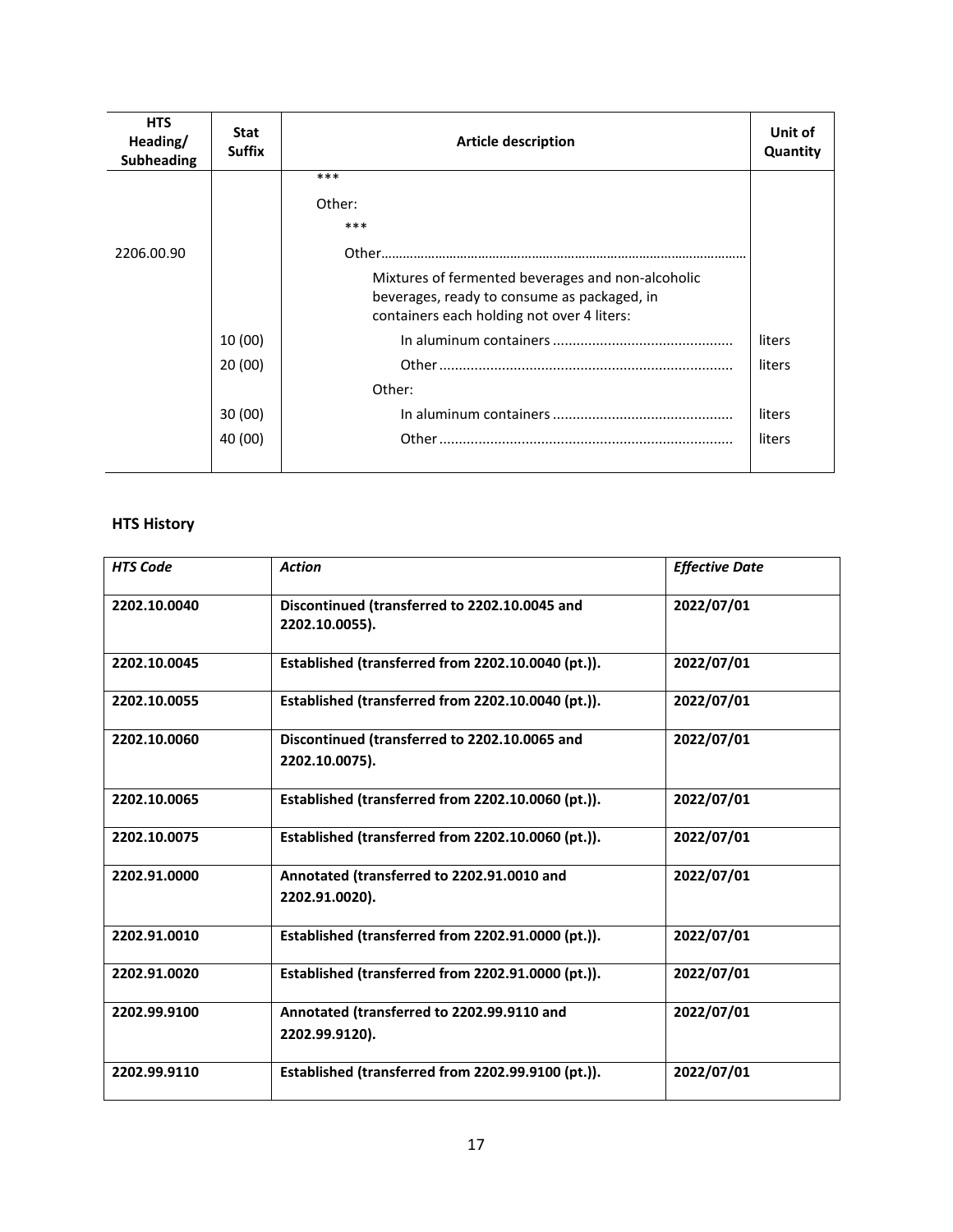| HTS Heading/ Subheading | Stat Suffix | Article description | Unit of Quantity |
|---|---|---|---|
| | | *** | |
| | | Other: | |
| | | *** | |
| 2206.00.90 | | Other………………………………………………………………………… | |
| | | Mixtures of fermented beverages and non-alcoholic beverages, ready to consume as packaged, in containers each holding not over 4 liters: | |
| | 10 (00) | In aluminum containers ............................................ | liters |
| | 20 (00) | Other ......................................................................... | liters |
| | | Other: | |
| | 30 (00) | In aluminum containers ............................................ | liters |
| | 40 (00) | Other ......................................................................... | liters |

### HTS History

| *HTS Code* | *Action* | *Effective Date* |
|---|---|---|
| **2202.10.0040** | **Discontinued (transferred to 2202.10.0045 and 2202.10.0055).** | **2022/07/01** |
| **2202.10.0045** | **Established (transferred from 2202.10.0040 (pt.)).** | **2022/07/01** |
| **2202.10.0055** | **Established (transferred from 2202.10.0040 (pt.)).** | **2022/07/01** |
| **2202.10.0060** | **Discontinued (transferred to 2202.10.0065 and 2202.10.0075).** | **2022/07/01** |
| **2202.10.0065** | **Established (transferred from 2202.10.0060 (pt.)).** | **2022/07/01** |
| **2202.10.0075** | **Established (transferred from 2202.10.0060 (pt.)).** | **2022/07/01** |
| **2202.91.0000** | **Annotated (transferred to 2202.91.0010 and 2202.91.0020).** | **2022/07/01** |
| **2202.91.0010** | **Established (transferred from 2202.91.0000 (pt.)).** | **2022/07/01** |
| **2202.91.0020** | **Established (transferred from 2202.91.0000 (pt.)).** | **2022/07/01** |
| **2202.99.9100** | **Annotated (transferred to 2202.99.9110 and 2202.99.9120).** | **2022/07/01** |
| **2202.99.9110** | **Established (transferred from 2202.99.9100 (pt.)).** | **2022/07/01** |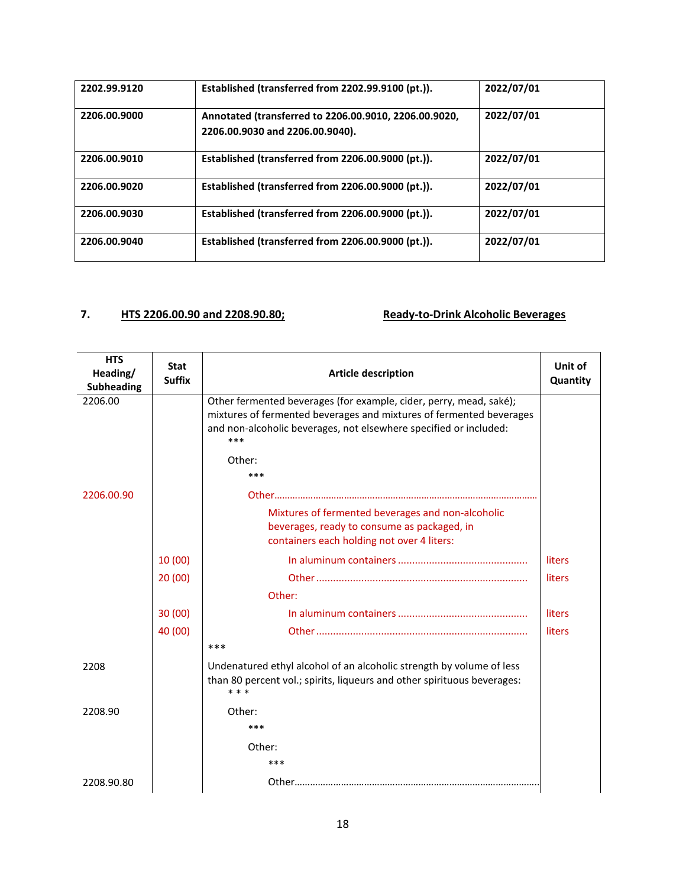| 2202.99.9120 | Established (transferred from 2202.99.9100 (pt.)). | 2022/07/01 |
|---|---|---|
| 2206.00.9000 | Annotated (transferred to 2206.00.9010, 2206.00.9020, 2206.00.9030 and 2206.00.9040). | 2022/07/01 |
| 2206.00.9010 | Established (transferred from 2206.00.9000 (pt.)). | 2022/07/01 |
| 2206.00.9020 | Established (transferred from 2206.00.9000 (pt.)). | 2022/07/01 |
| 2206.00.9030 | Established (transferred from 2206.00.9000 (pt.)). | 2022/07/01 |
| 2206.00.9040 | Established (transferred from 2206.00.9000 (pt.)). | 2022/07/01 |

**7. <u>HTS 2206.00.90 and 2208.90.80;</u> <u>Ready-to-Drink Alcoholic Beverages</u>**

| HTS Heading/ Subheading | Stat Suffix | Article description | Unit of Quantity |
|---|---|---|---|
| 2206.00 | | Other fermented beverages (for example, cider, perry, mead, saké); mixtures of fermented beverages and mixtures of fermented beverages and non-alcoholic beverages, not elsewhere specified or included: | |
| | | *** | |
| | | Other: | |
| | | *** | |
| 2206.00.90 | | Other........................................................................................................ | |
| | | Mixtures of fermented beverages and non-alcoholic beverages, ready to consume as packaged, in containers each holding not over 4 liters: | |
| | 10 (00) | In aluminum containers ............................................. | liters |
| | 20 (00) | Other .......................................................................... | liters |
| | | Other: | |
| | 30 (00) | In aluminum containers ............................................. | liters |
| | 40 (00) | Other .......................................................................... | liters |
| | | *** | |
| 2208 | | Undenatured ethyl alcohol of an alcoholic strength by volume of less than 80 percent vol.; spirits, liqueurs and other spirituous beverages: | |
| | | * * * | |
| 2208.90 | | Other: | |
| | | *** | |
| | | Other: | |
| | | *** | |
| 2208.90.80 | | Other............................................................................................ | |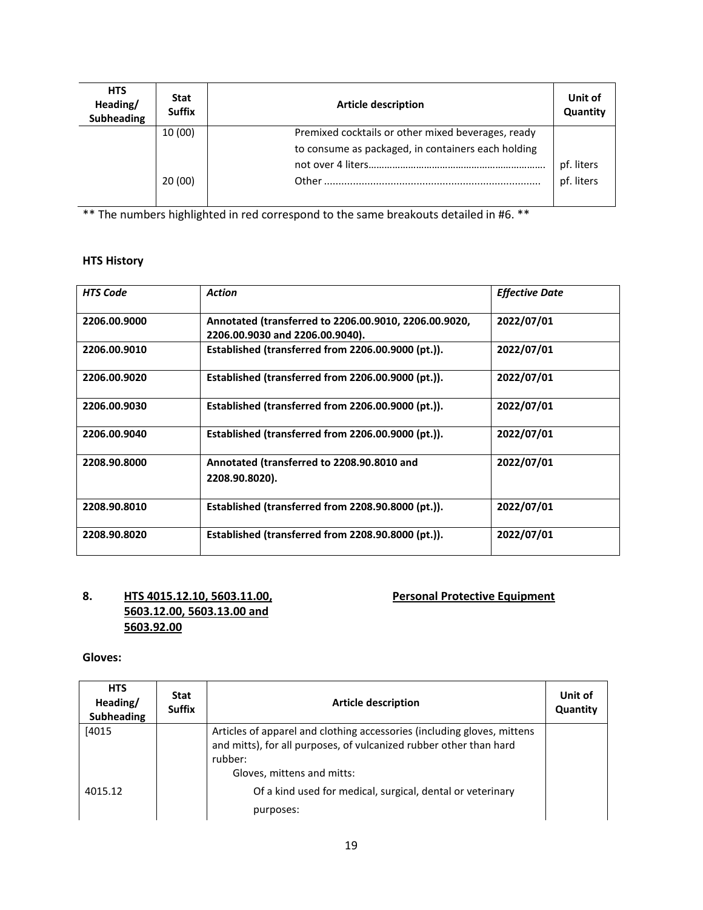| HTS Heading/ Subheading | Stat Suffix | Article description | Unit of Quantity |
|---|---|---|---|
| | 10 (00) | Premixed cocktails or other mixed beverages, ready to consume as packaged, in containers each holding not over 4 liters………………………………………………………. | pf. liters |
| | 20 (00) | Other ………………………………………………………………… | pf. liters |

** The numbers highlighted in red correspond to the same breakouts detailed in #6. **

**HTS History**

| *HTS Code* | *Action* | *Effective Date* |
|---|---|---|
| **2206.00.9000** | **Annotated (transferred to 2206.00.9010, 2206.00.9020, 2206.00.9030 and 2206.00.9040).** | **2022/07/01** |
| **2206.00.9010** | **Established (transferred from 2206.00.9000 (pt.)).** | **2022/07/01** |
| **2206.00.9020** | **Established (transferred from 2206.00.9000 (pt.)).** | **2022/07/01** |
| **2206.00.9030** | **Established (transferred from 2206.00.9000 (pt.)).** | **2022/07/01** |
| **2206.00.9040** | **Established (transferred from 2206.00.9000 (pt.)).** | **2022/07/01** |
| **2208.90.8000** | **Annotated (transferred to 2208.90.8010 and 2208.90.8020).** | **2022/07/01** |
| **2208.90.8010** | **Established (transferred from 2208.90.8000 (pt.)).** | **2022/07/01** |
| **2208.90.8020** | **Established (transferred from 2208.90.8000 (pt.)).** | **2022/07/01** |

**8. HTS 4015.12.10, 5603.11.00, 5603.12.00, 5603.13.00 and 5603.92.00** **Personal Protective Equipment**

**Gloves:**

| HTS Heading/ Subheading | Stat Suffix | Article description | Unit of Quantity |
|---|---|---|---|
| [4015 | | Articles of apparel and clothing accessories (including gloves, mittens and mitts), for all purposes, of vulcanized rubber other than hard rubber:<br>Gloves, mittens and mitts: | |
| 4015.12 | | Of a kind used for medical, surgical, dental or veterinary purposes: | |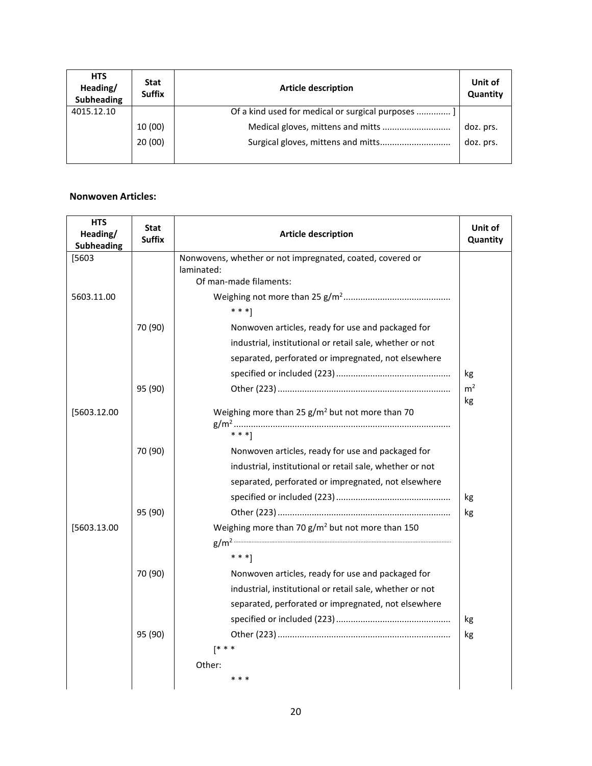| HTS Heading/ Subheading | Stat Suffix | Article description | Unit of Quantity |
|---|---|---|---|
| 4015.12.10 | | Of a kind used for medical or surgical purposes ............. ] | |
| | 10 (00) | Medical gloves, mittens and mitts ........................... | doz. prs. |
| | 20 (00) | Surgical gloves, mittens and mitts............................ | doz. prs. |

**Nonwoven Articles:**

| HTS Heading/ Subheading | Stat Suffix | Article description | Unit of Quantity |
|---|---|---|---|
| [5603 | | Nonwovens, whether or not impregnated, coated, covered or laminated: | |
| | | Of man-made filaments: | |
| 5603.11.00 | | Weighing not more than 25 g/m$^2$........................................... | |
| | | * * *] | |
| | 70 (90) | Nonwoven articles, ready for use and packaged for industrial, institutional or retail sale, whether or not separated, perforated or impregnated, not elsewhere specified or included (223) .............................................. | kg |
| | 95 (90) | Other (223) ...................................................................... | m$^2$ kg |
| [5603.12.00 | | Weighing more than 25 g/m$^2$ but not more than 70 g/m$^2$ ........................................................................................ | |
| | | * * *] | |
| | 70 (90) | Nonwoven articles, ready for use and packaged for industrial, institutional or retail sale, whether or not separated, perforated or impregnated, not elsewhere specified or included (223) .............................................. | kg |
| | 95 (90) | Other (223) ...................................................................... | kg |
| [5603.13.00 | | Weighing more than 70 g/m$^2$ but not more than 150 g/m$^2$ ........................................................................................ | |
| | | * * *] | |
| | 70 (90) | Nonwoven articles, ready for use and packaged for industrial, institutional or retail sale, whether or not separated, perforated or impregnated, not elsewhere specified or included (223) .............................................. | kg |
| | 95 (90) | Other (223) ...................................................................... | kg |
| | | [* * * | |
| | | Other: | |
| | | * * * | |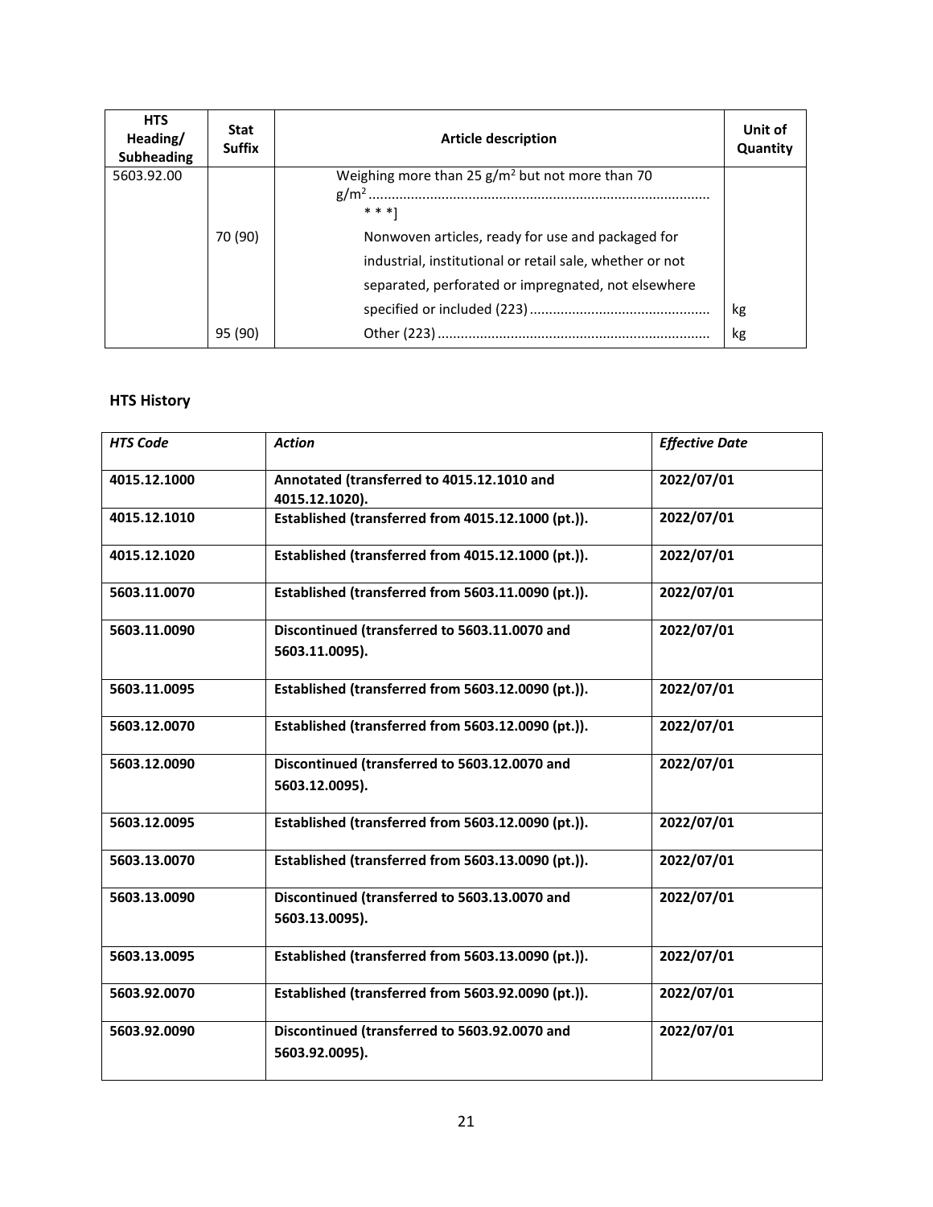| HTS Heading/ Subheading | Stat Suffix | Article description | Unit of Quantity |
|---|---|---|---|
| 5603.92.00 | | Weighing more than 25 g/m$^2$ but not more than 70 g/m$^2$........................................................................................ | |
| | | * * *] | |
| | 70 (90) | Nonwoven articles, ready for use and packaged for industrial, institutional or retail sale, whether or not separated, perforated or impregnated, not elsewhere specified or included (223).............................................. | kg |
| | 95 (90) | Other (223)...................................................................... | kg |

## HTS History

| *HTS Code* | *Action* | *Effective Date* |
|---|---|---|
| **4015.12.1000** | **Annotated (transferred to 4015.12.1010 and 4015.12.1020).** | **2022/07/01** |
| **4015.12.1010** | **Established (transferred from 4015.12.1000 (pt.)).** | **2022/07/01** |
| **4015.12.1020** | **Established (transferred from 4015.12.1000 (pt.)).** | **2022/07/01** |
| **5603.11.0070** | **Established (transferred from 5603.11.0090 (pt.)).** | **2022/07/01** |
| **5603.11.0090** | **Discontinued (transferred to 5603.11.0070 and 5603.11.0095).** | **2022/07/01** |
| **5603.11.0095** | **Established (transferred from 5603.12.0090 (pt.)).** | **2022/07/01** |
| **5603.12.0070** | **Established (transferred from 5603.12.0090 (pt.)).** | **2022/07/01** |
| **5603.12.0090** | **Discontinued (transferred to 5603.12.0070 and 5603.12.0095).** | **2022/07/01** |
| **5603.12.0095** | **Established (transferred from 5603.12.0090 (pt.)).** | **2022/07/01** |
| **5603.13.0070** | **Established (transferred from 5603.13.0090 (pt.)).** | **2022/07/01** |
| **5603.13.0090** | **Discontinued (transferred to 5603.13.0070 and 5603.13.0095).** | **2022/07/01** |
| **5603.13.0095** | **Established (transferred from 5603.13.0090 (pt.)).** | **2022/07/01** |
| **5603.92.0070** | **Established (transferred from 5603.92.0090 (pt.)).** | **2022/07/01** |
| **5603.92.0090** | **Discontinued (transferred to 5603.92.0070 and 5603.92.0095).** | **2022/07/01** |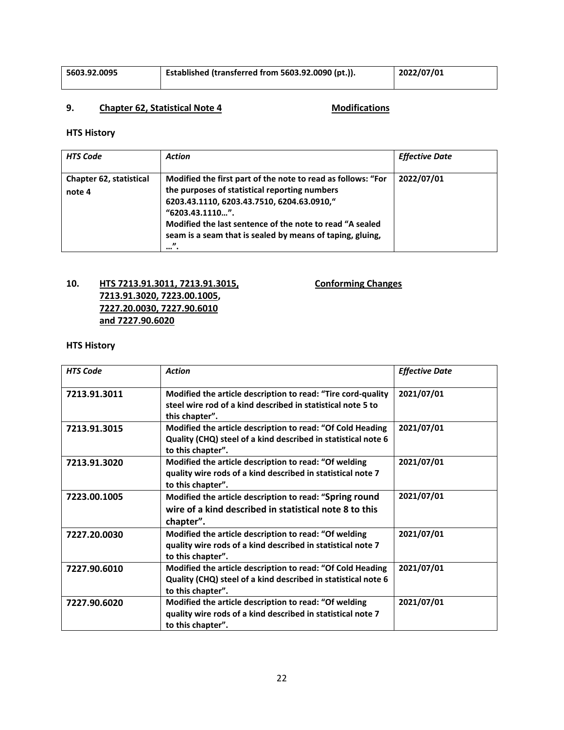| 5603.92.0095 | Established (transferred from 5603.92.0090 (pt.)). | 2022/07/01 |
|---|---|---|

## 9. Chapter 62, Statistical Note 4 Modifications

**HTS History**

| *HTS Code* | *Action* | *Effective Date* |
|---|---|---|
| **Chapter 62, statistical note 4** | **Modified the first part of the note to read as follows: "For the purposes of statistical reporting numbers 6203.43.1110, 6203.43.7510, 6204.63.0910," "6203.43.1110…". Modified the last sentence of the note to read "A sealed seam is a seam that is sealed by means of taping, gluing, …".** | **2022/07/01** |

## 10. HTS 7213.91.3011, 7213.91.3015, 7213.91.3020, 7223.00.1005, 7227.20.0030, 7227.90.6010 and 7227.90.6020 Conforming Changes

**HTS History**

| *HTS Code* | *Action* | *Effective Date* |
|---|---|---|
| **7213.91.3011** | **Modified the article description to read: "Tire cord-quality steel wire rod of a kind described in statistical note 5 to this chapter".** | **2021/07/01** |
| **7213.91.3015** | **Modified the article description to read: "Of Cold Heading Quality (CHQ) steel of a kind described in statistical note 6 to this chapter".** | **2021/07/01** |
| **7213.91.3020** | **Modified the article description to read: "Of welding quality wire rods of a kind described in statistical note 7 to this chapter".** | **2021/07/01** |
| **7223.00.1005** | **Modified the article description to read: "Spring round wire of a kind described in statistical note 8 to this chapter".** | **2021/07/01** |
| **7227.20.0030** | **Modified the article description to read: "Of welding quality wire rods of a kind described in statistical note 7 to this chapter".** | **2021/07/01** |
| **7227.90.6010** | **Modified the article description to read: "Of Cold Heading Quality (CHQ) steel of a kind described in statistical note 6 to this chapter".** | **2021/07/01** |
| **7227.90.6020** | **Modified the article description to read: "Of welding quality wire rods of a kind described in statistical note 7 to this chapter".** | **2021/07/01** |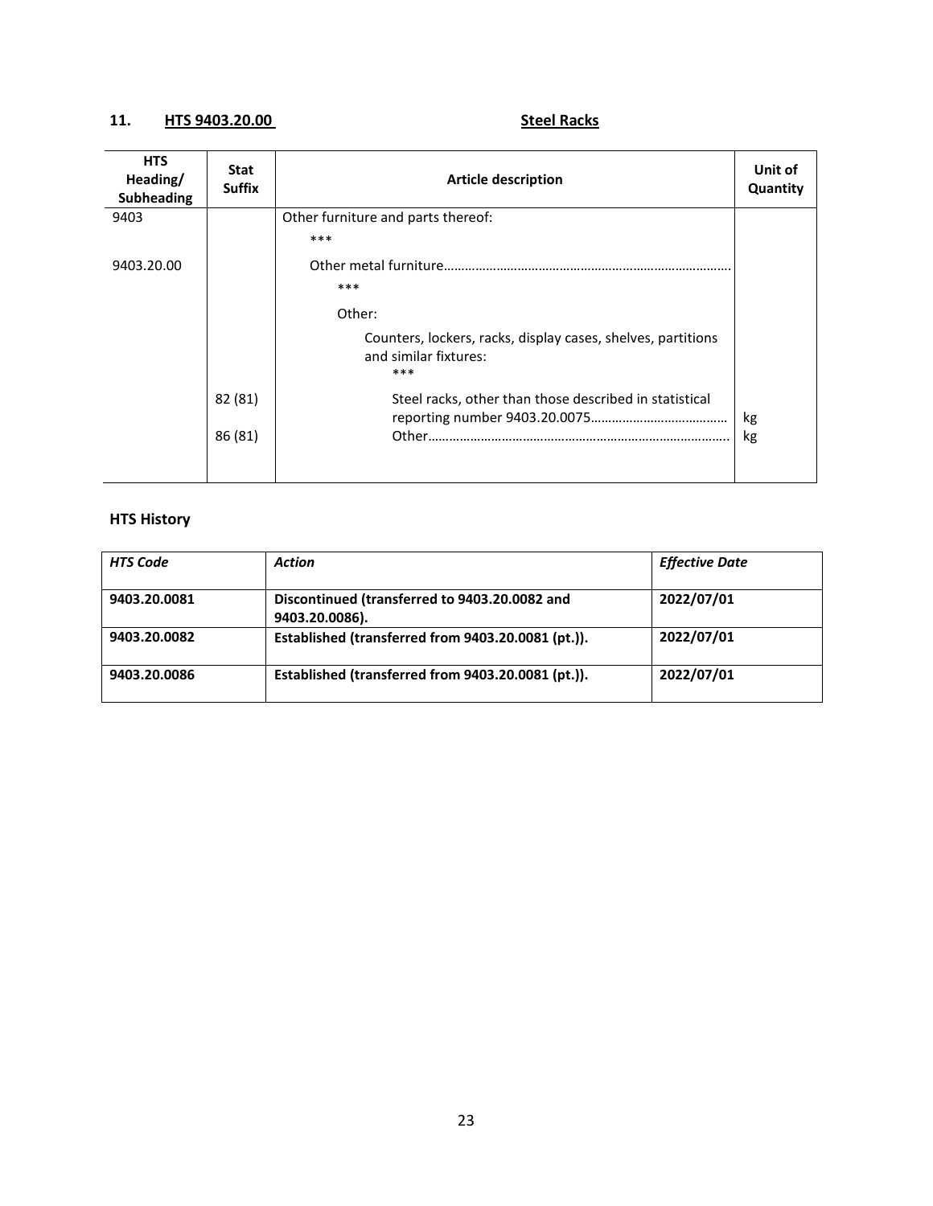## 11. HTS 9403.20.00 Steel Racks

| HTS Heading/ Subheading | Stat Suffix | Article description | Unit of Quantity |
|---|---|---|---|
| 9403 | | Other furniture and parts thereof: | |
| | | *** | |
| 9403.20.00 | | Other metal furniture…………………………………………………………………… | |
| | | *** | |
| | | Other: | |
| | | Counters, lockers, racks, display cases, shelves, partitions and similar fixtures: | |
| | | *** | |
| | 82 (81) | Steel racks, other than those described in statistical reporting number 9403.20.0075………………………………… | kg |
| | 86 (81) | Other………………………………………………………………………… | kg |

### HTS History

| *HTS Code* | *Action* | *Effective Date* |
|---|---|---|
| **9403.20.0081** | **Discontinued (transferred to 9403.20.0082 and 9403.20.0086).** | **2022/07/01** |
| **9403.20.0082** | **Established (transferred from 9403.20.0081 (pt.)).** | **2022/07/01** |
| **9403.20.0086** | **Established (transferred from 9403.20.0081 (pt.)).** | **2022/07/01** |